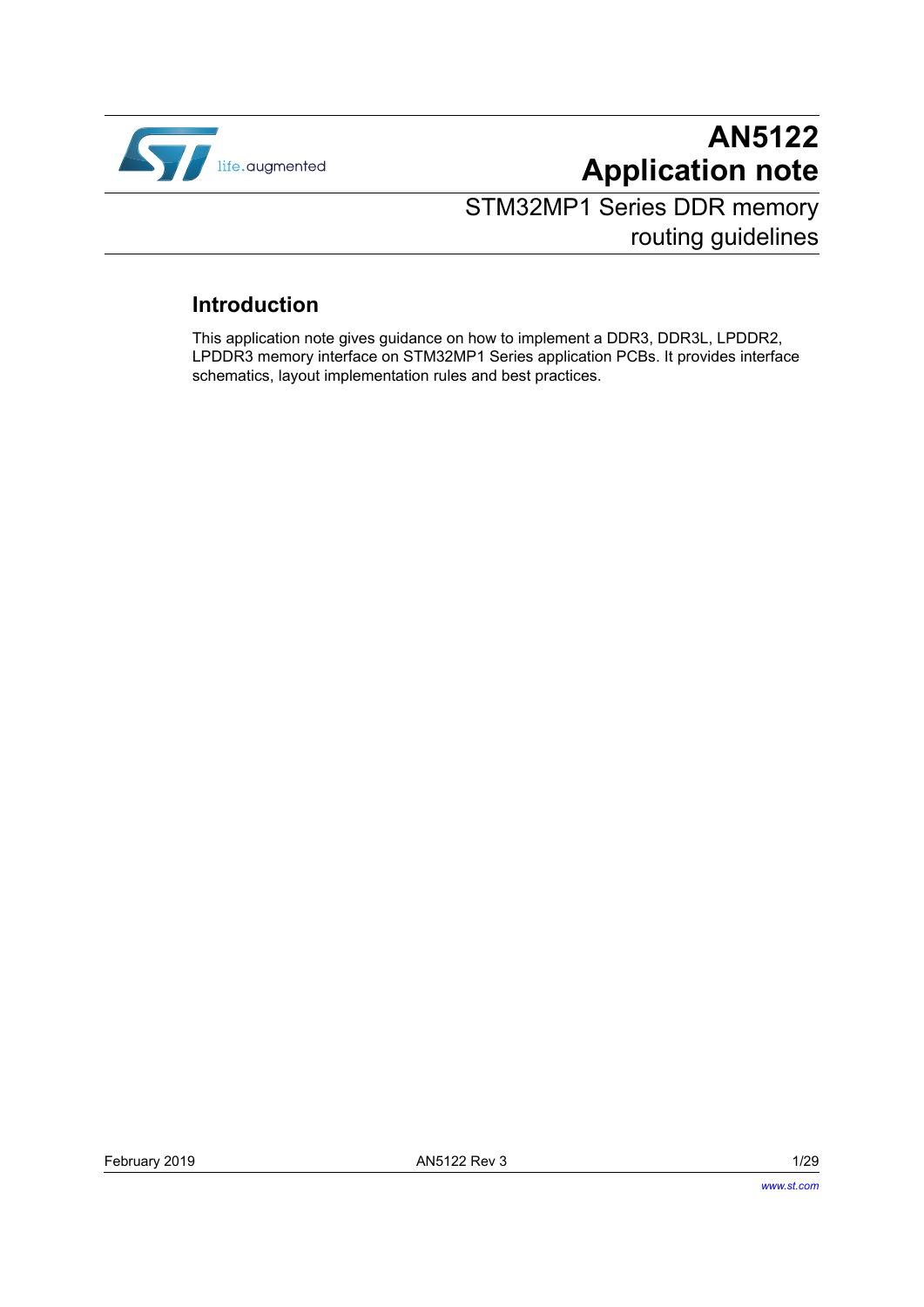# AN5122
# Application note

## STM32MP1 Series DDR memory routing guidelines

### Introduction

This application note gives guidance on how to implement a DDR3, DDR3L, LPDDR2, LPDDR3 memory interface on STM32MP1 Series application PCBs. It provides interface schematics, layout implementation rules and best practices.

February 2019 AN5122 Rev 3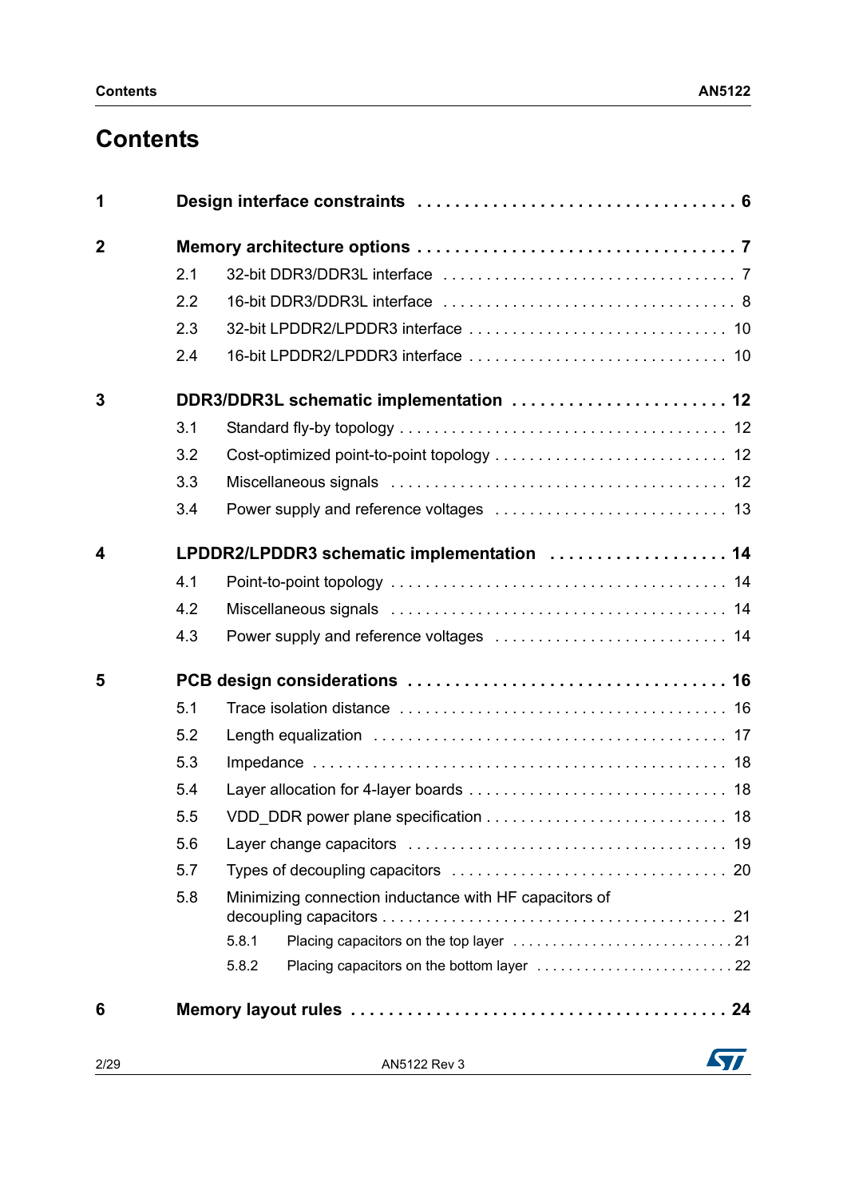# Contents

**1 Design interface constraints** . . . . . . . . . . . . . . . . . . . . . . . . . . . . . . . . . **6**

**2 Memory architecture options** . . . . . . . . . . . . . . . . . . . . . . . . . . . . . . . . . **7**

- 2.1 32-bit DDR3/DDR3L interface . . . . . . . . . . . . . . . . . . . . . . . . . . . . . . . . 7
- 2.2 16-bit DDR3/DDR3L interface . . . . . . . . . . . . . . . . . . . . . . . . . . . . . . . . 8
- 2.3 32-bit LPDDR2/LPDDR3 interface . . . . . . . . . . . . . . . . . . . . . . . . . . . . . 10
- 2.4 16-bit LPDDR2/LPDDR3 interface . . . . . . . . . . . . . . . . . . . . . . . . . . . . . 10

**3 DDR3/DDR3L schematic implementation** . . . . . . . . . . . . . . . . . . . . . . . **12**

- 3.1 Standard fly-by topology . . . . . . . . . . . . . . . . . . . . . . . . . . . . . . . . . . . . 12
- 3.2 Cost-optimized point-to-point topology . . . . . . . . . . . . . . . . . . . . . . . . . . 12
- 3.3 Miscellaneous signals . . . . . . . . . . . . . . . . . . . . . . . . . . . . . . . . . . . . . 12
- 3.4 Power supply and reference voltages . . . . . . . . . . . . . . . . . . . . . . . . . . 13

**4 LPDDR2/LPDDR3 schematic implementation** . . . . . . . . . . . . . . . . . . . **14**

- 4.1 Point-to-point topology . . . . . . . . . . . . . . . . . . . . . . . . . . . . . . . . . . . . . 14
- 4.2 Miscellaneous signals . . . . . . . . . . . . . . . . . . . . . . . . . . . . . . . . . . . . . 14
- 4.3 Power supply and reference voltages . . . . . . . . . . . . . . . . . . . . . . . . . . 14

**5 PCB design considerations** . . . . . . . . . . . . . . . . . . . . . . . . . . . . . . . . . **16**

- 5.1 Trace isolation distance . . . . . . . . . . . . . . . . . . . . . . . . . . . . . . . . . . . . 16
- 5.2 Length equalization . . . . . . . . . . . . . . . . . . . . . . . . . . . . . . . . . . . . . . . 17
- 5.3 Impedance . . . . . . . . . . . . . . . . . . . . . . . . . . . . . . . . . . . . . . . . . . . . . 18
- 5.4 Layer allocation for 4-layer boards . . . . . . . . . . . . . . . . . . . . . . . . . . . . 18
- 5.5 VDD_DDR power plane specification . . . . . . . . . . . . . . . . . . . . . . . . . . 18
- 5.6 Layer change capacitors . . . . . . . . . . . . . . . . . . . . . . . . . . . . . . . . . . . 19
- 5.7 Types of decoupling capacitors . . . . . . . . . . . . . . . . . . . . . . . . . . . . . . . 20
- 5.8 Minimizing connection inductance with HF capacitors of decoupling capacitors . . . . . . . . . . . . . . . . . . . . . . . . . . . . . . . . . . . . . . . . 21
  - 5.8.1 Placing capacitors on the top layer . . . . . . . . . . . . . . . . . . . . . . . . . . . 21
  - 5.8.2 Placing capacitors on the bottom layer . . . . . . . . . . . . . . . . . . . . . . . . 22

**6 Memory layout rules** . . . . . . . . . . . . . . . . . . . . . . . . . . . . . . . . . . . . . . **24**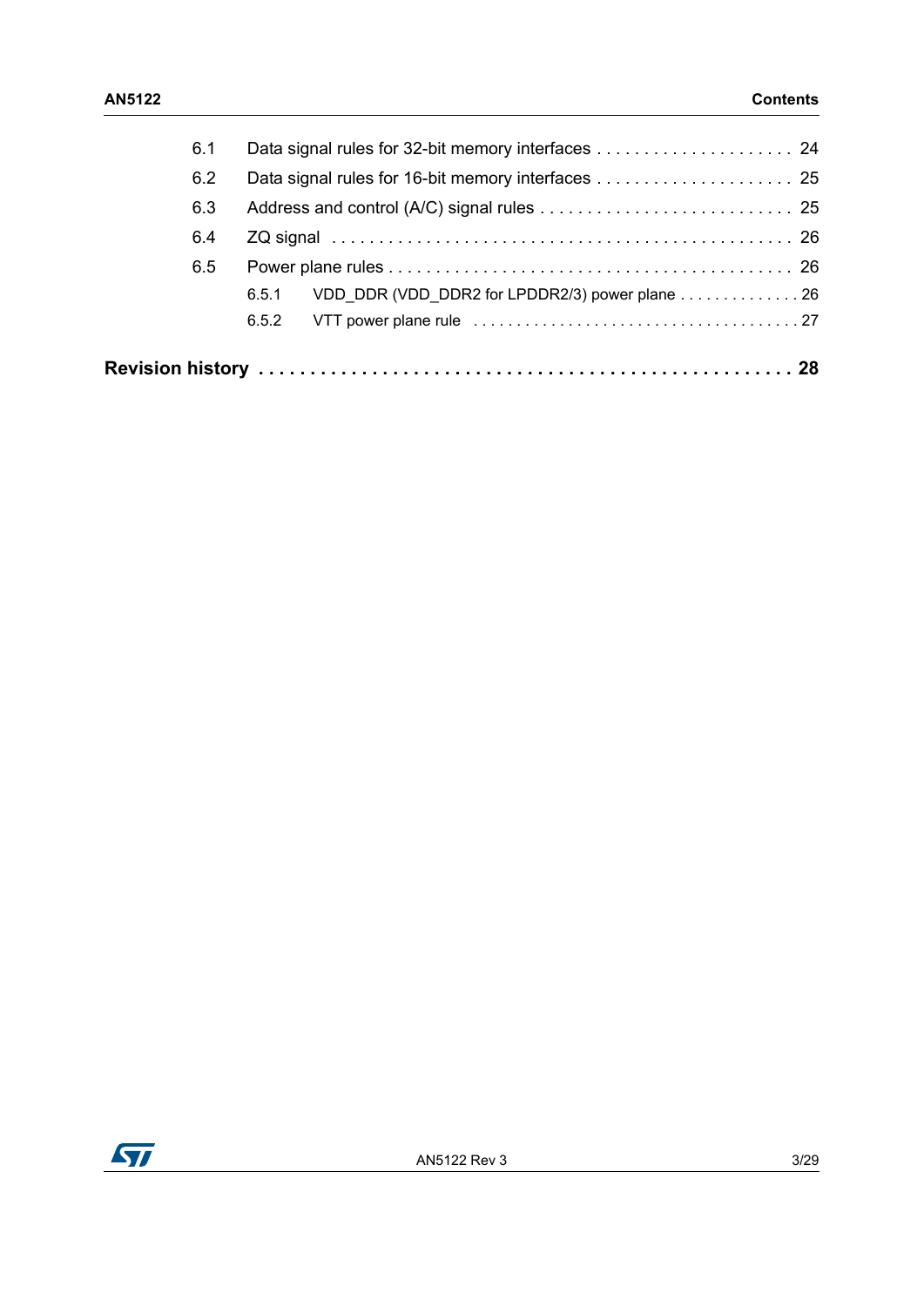6.1 Data signal rules for 32-bit memory interfaces . . . . . . . . . . . . . . . . . . . . . 24

6.2 Data signal rules for 16-bit memory interfaces . . . . . . . . . . . . . . . . . . . . . 25

6.3 Address and control (A/C) signal rules . . . . . . . . . . . . . . . . . . . . . . . . . . 25

6.4 ZQ signal . . . . . . . . . . . . . . . . . . . . . . . . . . . . . . . . . . . . . . . . . . . . . . . 26

6.5 Power plane rules . . . . . . . . . . . . . . . . . . . . . . . . . . . . . . . . . . . . . . . . 26

6.5.1 VDD_DDR (VDD_DDR2 for LPDDR2/3) power plane . . . . . . . . . . . . . . 26

6.5.2 VTT power plane rule . . . . . . . . . . . . . . . . . . . . . . . . . . . . . . . . . . . . . 27

**Revision history . . . . . . . . . . . . . . . . . . . . . . . . . . . . . . . . . . . . . . . . . . . . . . . . . . 28**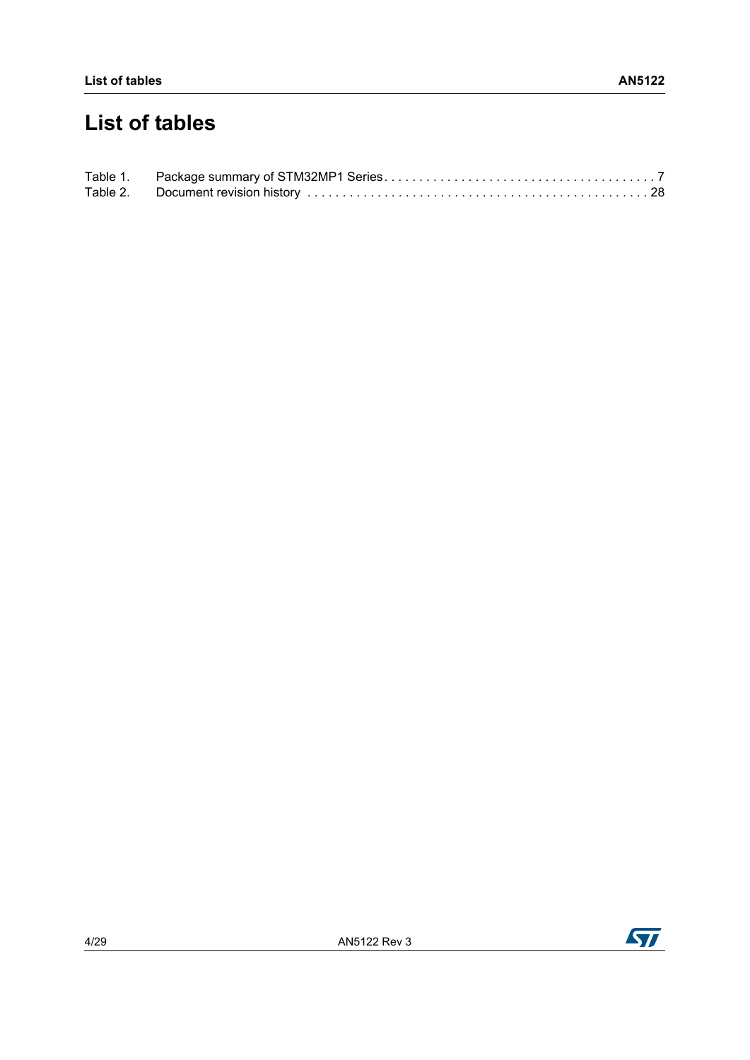# List of tables

Table 1. Package summary of STM32MP1 Series . . . . . . . . . . . . . . . . . . . . . . . . . . . . . . . . . . . . . . 7
Table 2. Document revision history . . . . . . . . . . . . . . . . . . . . . . . . . . . . . . . . . . . . . . . . . . . . . . . 28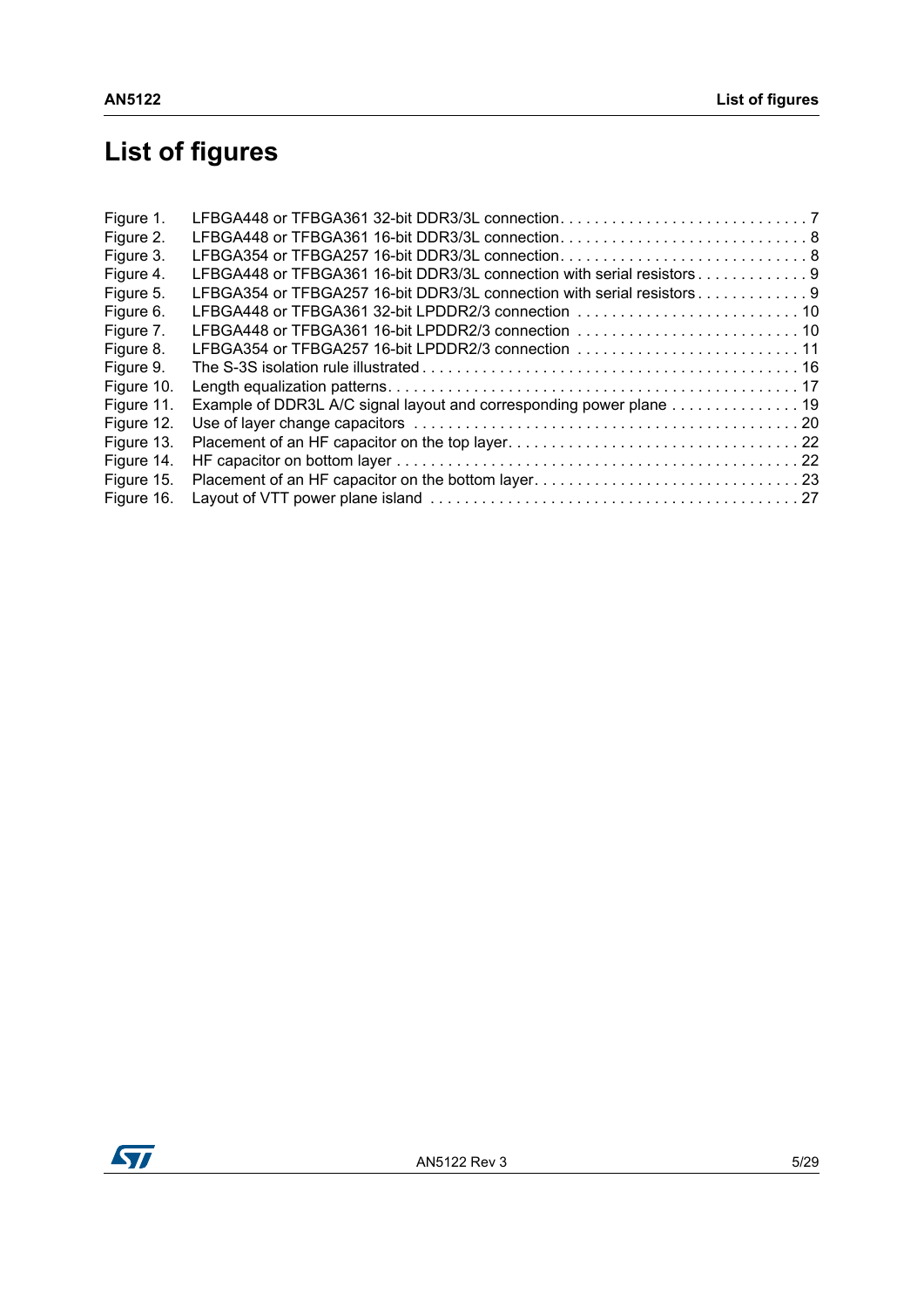# List of figures

Figure 1. LFBGA448 or TFBGA361 32-bit DDR3/3L connection . . . . . . . . . . . . . . . . . . . . . . . . . . . . . 7
Figure 2. LFBGA448 or TFBGA361 16-bit DDR3/3L connection . . . . . . . . . . . . . . . . . . . . . . . . . . . . . 8
Figure 3. LFBGA354 or TFBGA257 16-bit DDR3/3L connection . . . . . . . . . . . . . . . . . . . . . . . . . . . . . 8
Figure 4. LFBGA448 or TFBGA361 16-bit DDR3/3L connection with serial resistors . . . . . . . . . . . . . 9
Figure 5. LFBGA354 or TFBGA257 16-bit DDR3/3L connection with serial resistors . . . . . . . . . . . . . 9
Figure 6. LFBGA448 or TFBGA361 32-bit LPDDR2/3 connection . . . . . . . . . . . . . . . . . . . . . . . . . . 10
Figure 7. LFBGA448 or TFBGA361 16-bit LPDDR2/3 connection . . . . . . . . . . . . . . . . . . . . . . . . . . 10
Figure 8. LFBGA354 or TFBGA257 16-bit LPDDR2/3 connection . . . . . . . . . . . . . . . . . . . . . . . . . . 11
Figure 9. The S-3S isolation rule illustrated . . . . . . . . . . . . . . . . . . . . . . . . . . . . . . . . . . . . . . . . . . . 16
Figure 10. Length equalization patterns . . . . . . . . . . . . . . . . . . . . . . . . . . . . . . . . . . . . . . . . . . . . . . 17
Figure 11. Example of DDR3L A/C signal layout and corresponding power plane . . . . . . . . . . . . . . . 19
Figure 12. Use of layer change capacitors . . . . . . . . . . . . . . . . . . . . . . . . . . . . . . . . . . . . . . . . . . . . 20
Figure 13. Placement of an HF capacitor on the top layer . . . . . . . . . . . . . . . . . . . . . . . . . . . . . . . . . . 22
Figure 14. HF capacitor on bottom layer . . . . . . . . . . . . . . . . . . . . . . . . . . . . . . . . . . . . . . . . . . . . . . . 22
Figure 15. Placement of an HF capacitor on the bottom layer . . . . . . . . . . . . . . . . . . . . . . . . . . . . . . . 23
Figure 16. Layout of VTT power plane island . . . . . . . . . . . . . . . . . . . . . . . . . . . . . . . . . . . . . . . . . . 27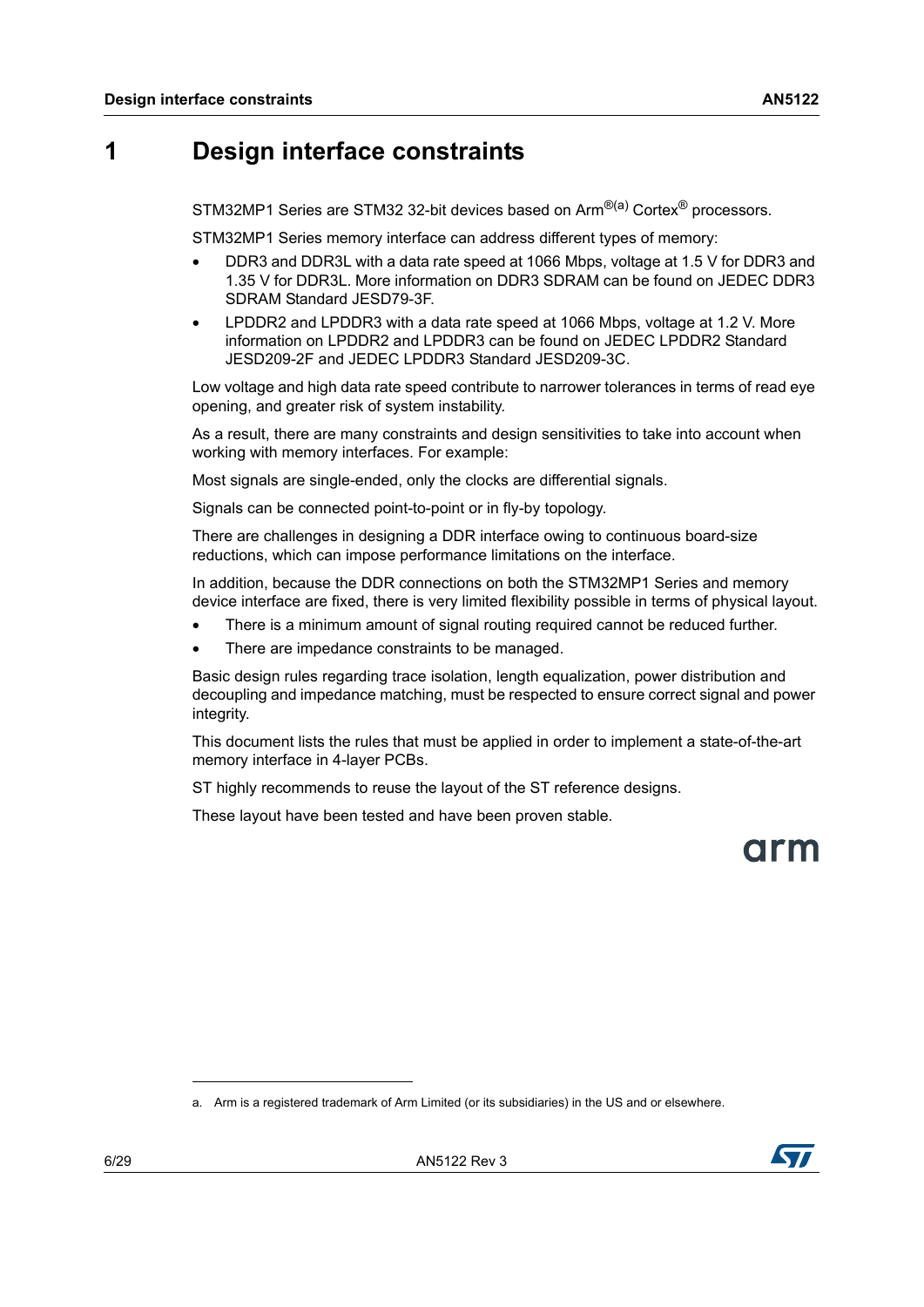# 1 Design interface constraints

STM32MP1 Series are STM32 32-bit devices based on Arm®[a] Cortex® processors.

STM32MP1 Series memory interface can address different types of memory:

- DDR3 and DDR3L with a data rate speed at 1066 Mbps, voltage at 1.5 V for DDR3 and 1.35 V for DDR3L. More information on DDR3 SDRAM can be found on JEDEC DDR3 SDRAM Standard JESD79-3F.
- LPDDR2 and LPDDR3 with a data rate speed at 1066 Mbps, voltage at 1.2 V. More information on LPDDR2 and LPDDR3 can be found on JEDEC LPDDR2 Standard JESD209-2F and JEDEC LPDDR3 Standard JESD209-3C.

Low voltage and high data rate speed contribute to narrower tolerances in terms of read eye opening, and greater risk of system instability.

As a result, there are many constraints and design sensitivities to take into account when working with memory interfaces. For example:

Most signals are single-ended, only the clocks are differential signals.

Signals can be connected point-to-point or in fly-by topology.

There are challenges in designing a DDR interface owing to continuous board-size reductions, which can impose performance limitations on the interface.

In addition, because the DDR connections on both the STM32MP1 Series and memory device interface are fixed, there is very limited flexibility possible in terms of physical layout.

- There is a minimum amount of signal routing required cannot be reduced further.
- There are impedance constraints to be managed.

Basic design rules regarding trace isolation, length equalization, power distribution and decoupling and impedance matching, must be respected to ensure correct signal and power integrity.

This document lists the rules that must be applied in order to implement a state-of-the-art memory interface in 4-layer PCBs.

ST highly recommends to reuse the layout of the ST reference designs.

These layout have been tested and have been proven stable.

a. Arm is a registered trademark of Arm Limited (or its subsidiaries) in the US and or elsewhere.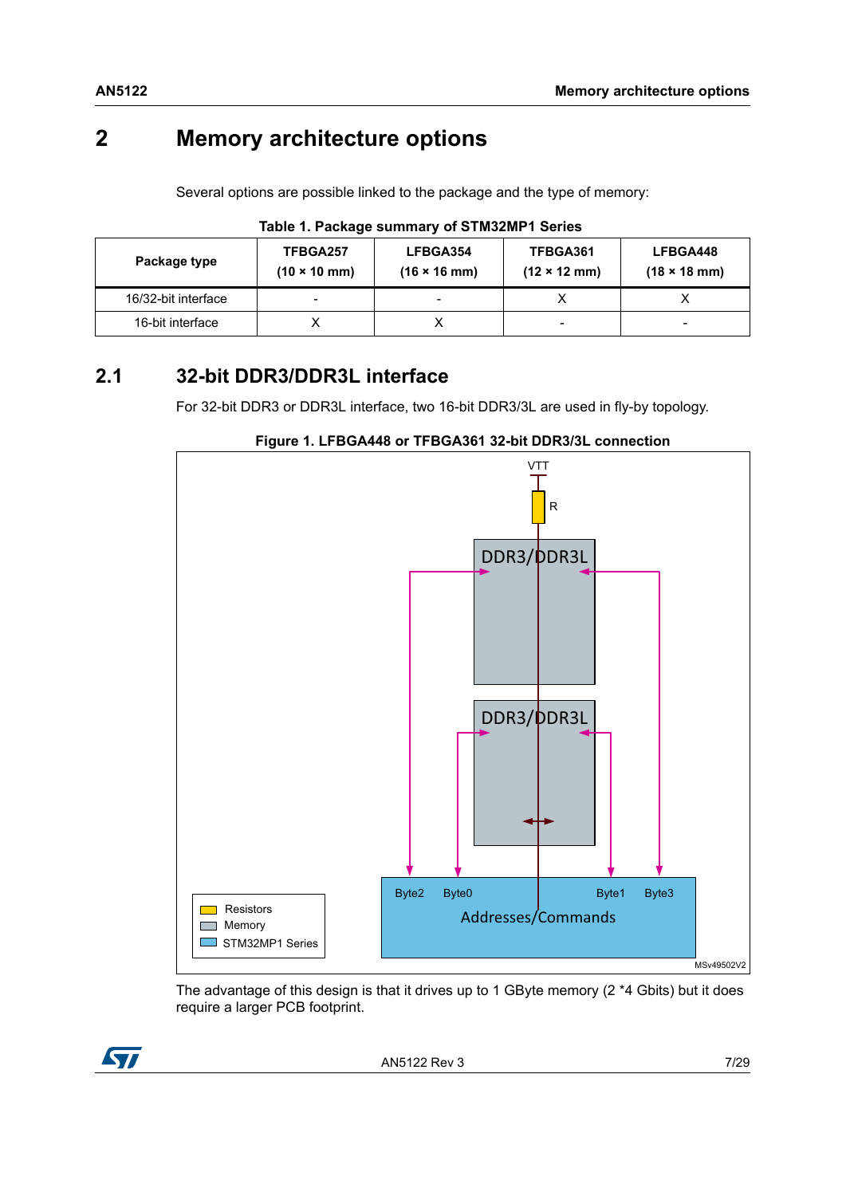# 2 Memory architecture options

Several options are possible linked to the package and the type of memory:

**Table 1. Package summary of STM32MP1 Series**

| Package type | TFBGA257 (10 × 10 mm) | LFBGA354 (16 × 16 mm) | TFBGA361 (12 × 12 mm) | LFBGA448 (18 × 18 mm) |
|---|---|---|---|---|
| 16/32-bit interface | - | - | X | X |
| 16-bit interface | X | X | - | - |

## 2.1 32-bit DDR3/DDR3L interface

For 32-bit DDR3 or DDR3L interface, two 16-bit DDR3/3L are used in fly-by topology.

**Figure 1. LFBGA448 or TFBGA361 32-bit DDR3/3L connection**

The advantage of this design is that it drives up to 1 GByte memory (2 *4 Gbits) but it does require a larger PCB footprint.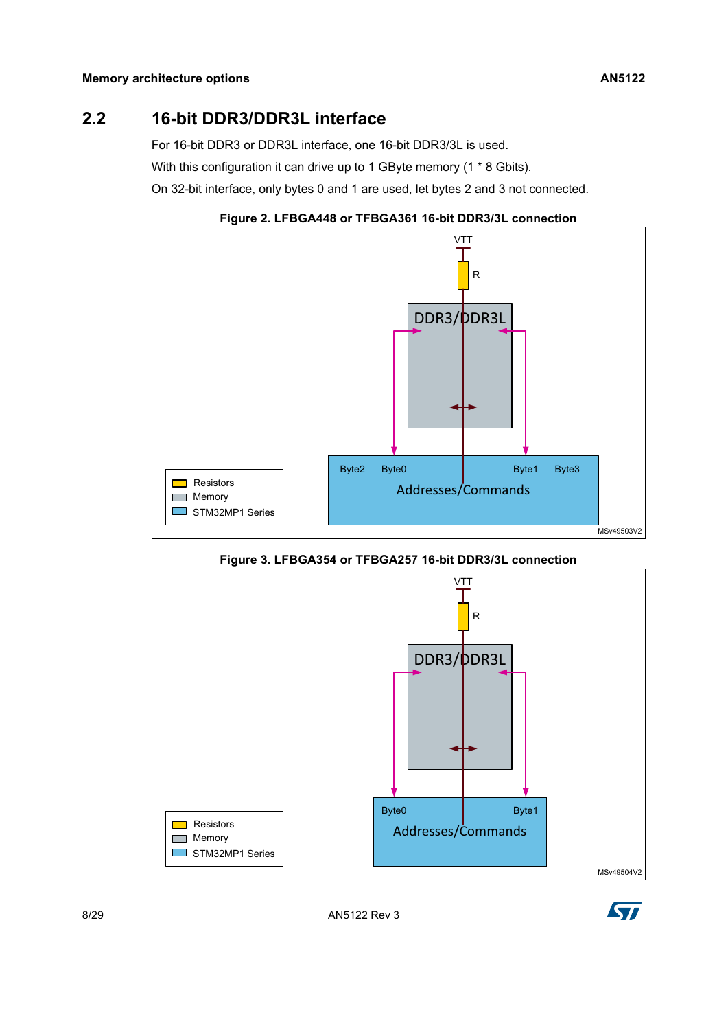## 2.2 16-bit DDR3/DDR3L interface

For 16-bit DDR3 or DDR3L interface, one 16-bit DDR3/3L is used.

With this configuration it can drive up to 1 GByte memory (1 * 8 Gbits).

On 32-bit interface, only bytes 0 and 1 are used, let bytes 2 and 3 not connected.

**Figure 2. LFBGA448 or TFBGA361 16-bit DDR3/3L connection**

**Figure 3. LFBGA354 or TFBGA257 16-bit DDR3/3L connection**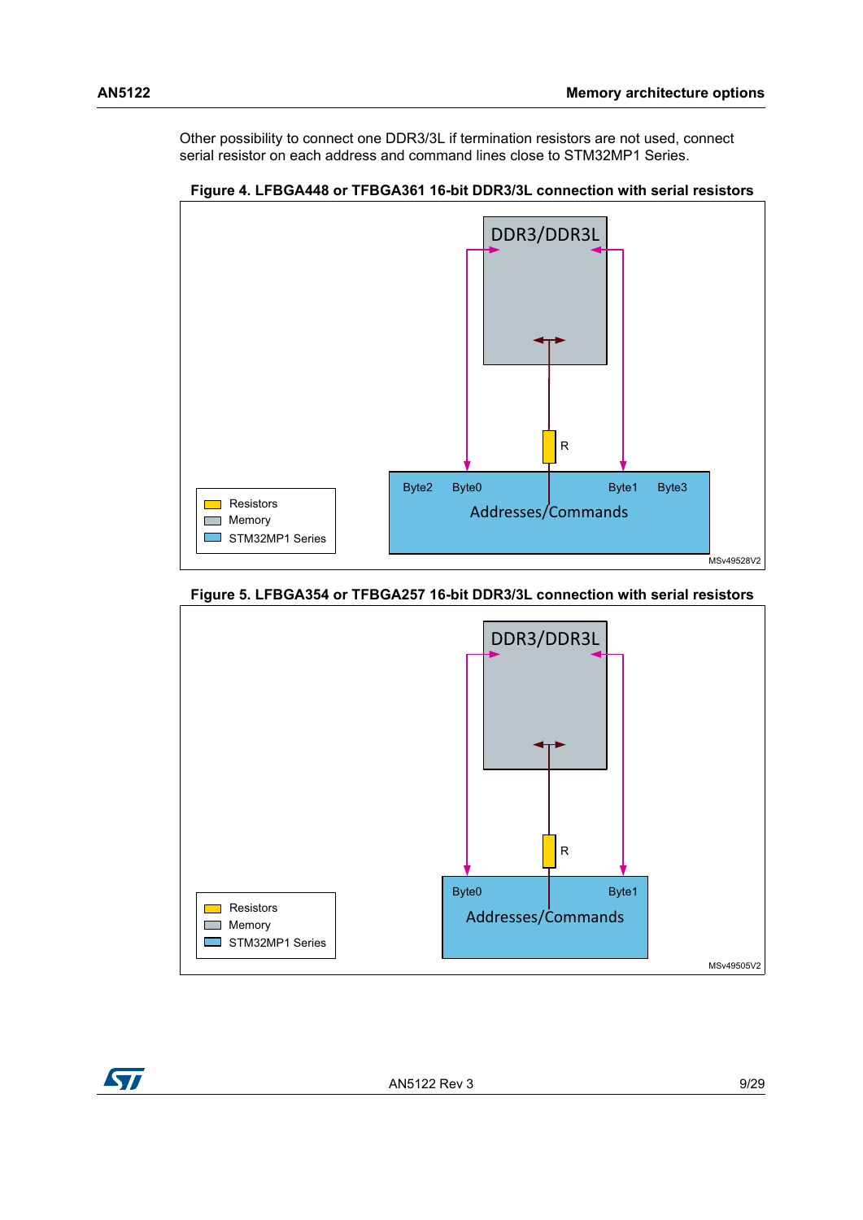Other possibility to connect one DDR3/3L if termination resistors are not used, connect serial resistor on each address and command lines close to STM32MP1 Series.

**Figure 4. LFBGA448 or TFBGA361 16-bit DDR3/3L connection with serial resistors**

DDR3/DDR3L

R

Byte2 Byte0 Byte1 Byte3

Addresses/Commands

Resistors
Memory
STM32MP1 Series

MSv49528V2

**Figure 5. LFBGA354 or TFBGA257 16-bit DDR3/3L connection with serial resistors**

DDR3/DDR3L

R

Byte0 Byte1

Addresses/Commands

Resistors
Memory
STM32MP1 Series

MSv49505V2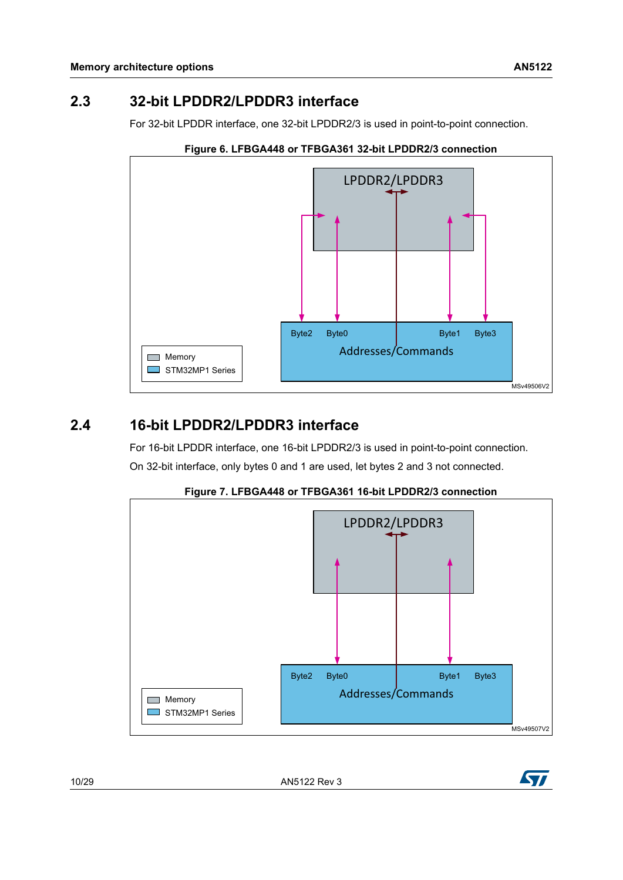## 2.3 32-bit LPDDR2/LPDDR3 interface

For 32-bit LPDDR interface, one 32-bit LPDDR2/3 is used in point-to-point connection.

**Figure 6. LFBGA448 or TFBGA361 32-bit LPDDR2/3 connection**

## 2.4 16-bit LPDDR2/LPDDR3 interface

For 16-bit LPDDR interface, one 16-bit LPDDR2/3 is used in point-to-point connection.

On 32-bit interface, only bytes 0 and 1 are used, let bytes 2 and 3 not connected.

**Figure 7. LFBGA448 or TFBGA361 16-bit LPDDR2/3 connection**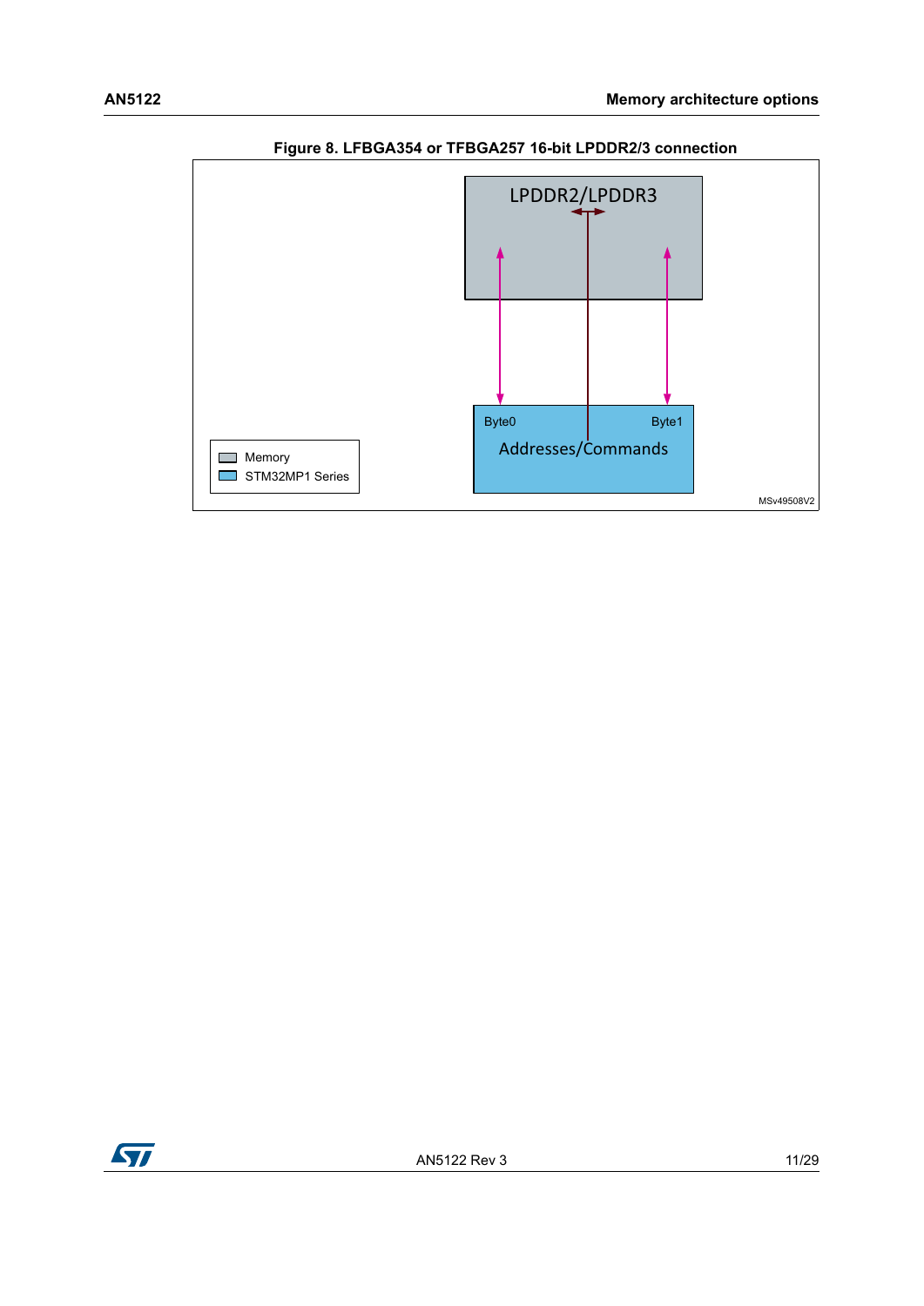**Figure 8. LFBGA354 or TFBGA257 16-bit LPDDR2/3 connection**

LPDDR2/LPDDR3

Byte0 Byte1

Addresses/Commands

Memory

STM32MP1 Series

MSv49508V2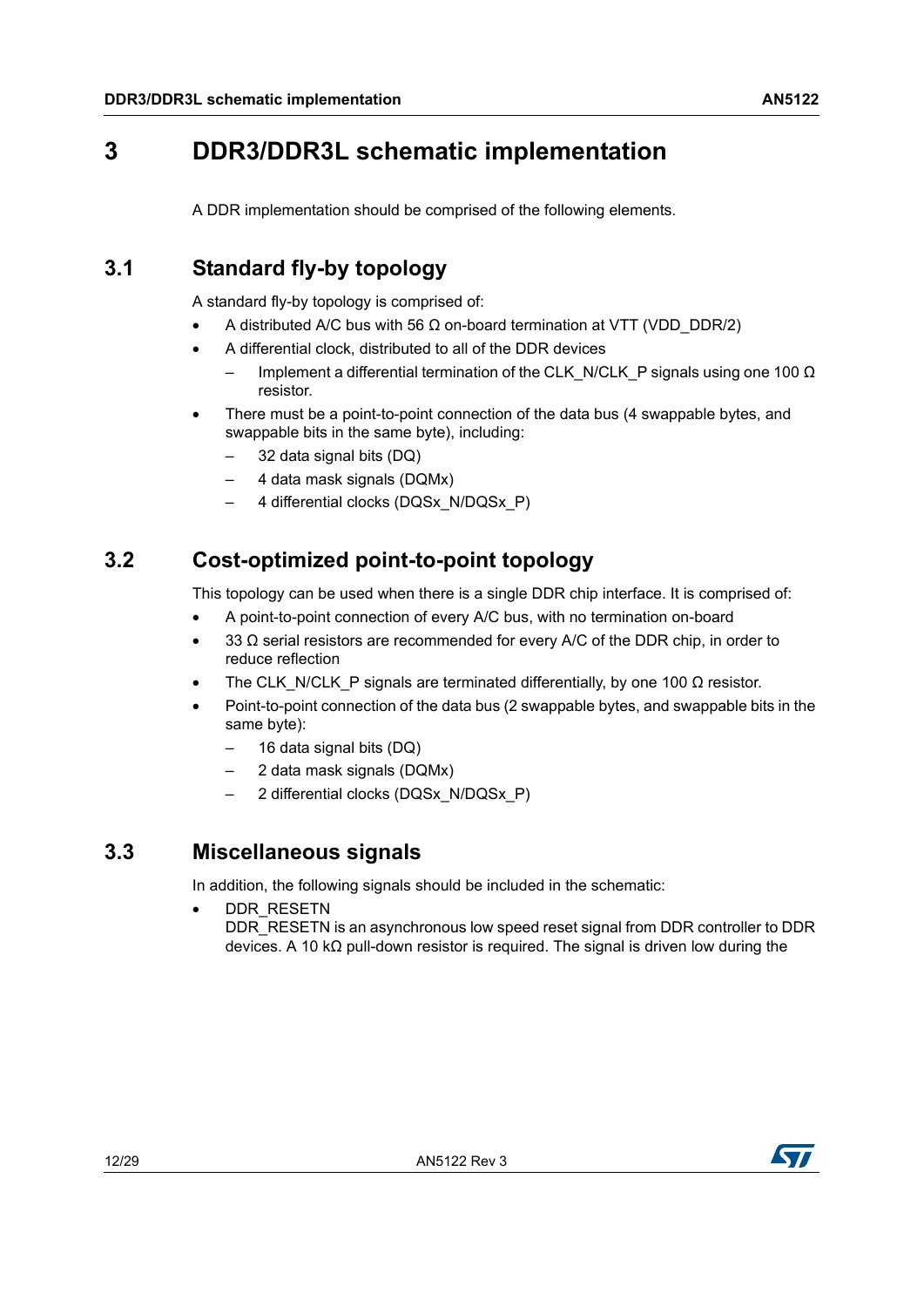# 3 DDR3/DDR3L schematic implementation

A DDR implementation should be comprised of the following elements.

## 3.1 Standard fly-by topology

A standard fly-by topology is comprised of:

- A distributed A/C bus with 56 Ω on-board termination at VTT (VDD_DDR/2)
- A differential clock, distributed to all of the DDR devices
  - Implement a differential termination of the CLK_N/CLK_P signals using one 100 Ω resistor.
- There must be a point-to-point connection of the data bus (4 swappable bytes, and swappable bits in the same byte), including:
  - 32 data signal bits (DQ)
  - 4 data mask signals (DQMx)
  - 4 differential clocks (DQSx_N/DQSx_P)

## 3.2 Cost-optimized point-to-point topology

This topology can be used when there is a single DDR chip interface. It is comprised of:

- A point-to-point connection of every A/C bus, with no termination on-board
- 33 Ω serial resistors are recommended for every A/C of the DDR chip, in order to reduce reflection
- The CLK_N/CLK_P signals are terminated differentially, by one 100 Ω resistor.
- Point-to-point connection of the data bus (2 swappable bytes, and swappable bits in the same byte):
  - 16 data signal bits (DQ)
  - 2 data mask signals (DQMx)
  - 2 differential clocks (DQSx_N/DQSx_P)

## 3.3 Miscellaneous signals

In addition, the following signals should be included in the schematic:

- DDR_RESETN
  DDR_RESETN is an asynchronous low speed reset signal from DDR controller to DDR devices. A 10 kΩ pull-down resistor is required. The signal is driven low during the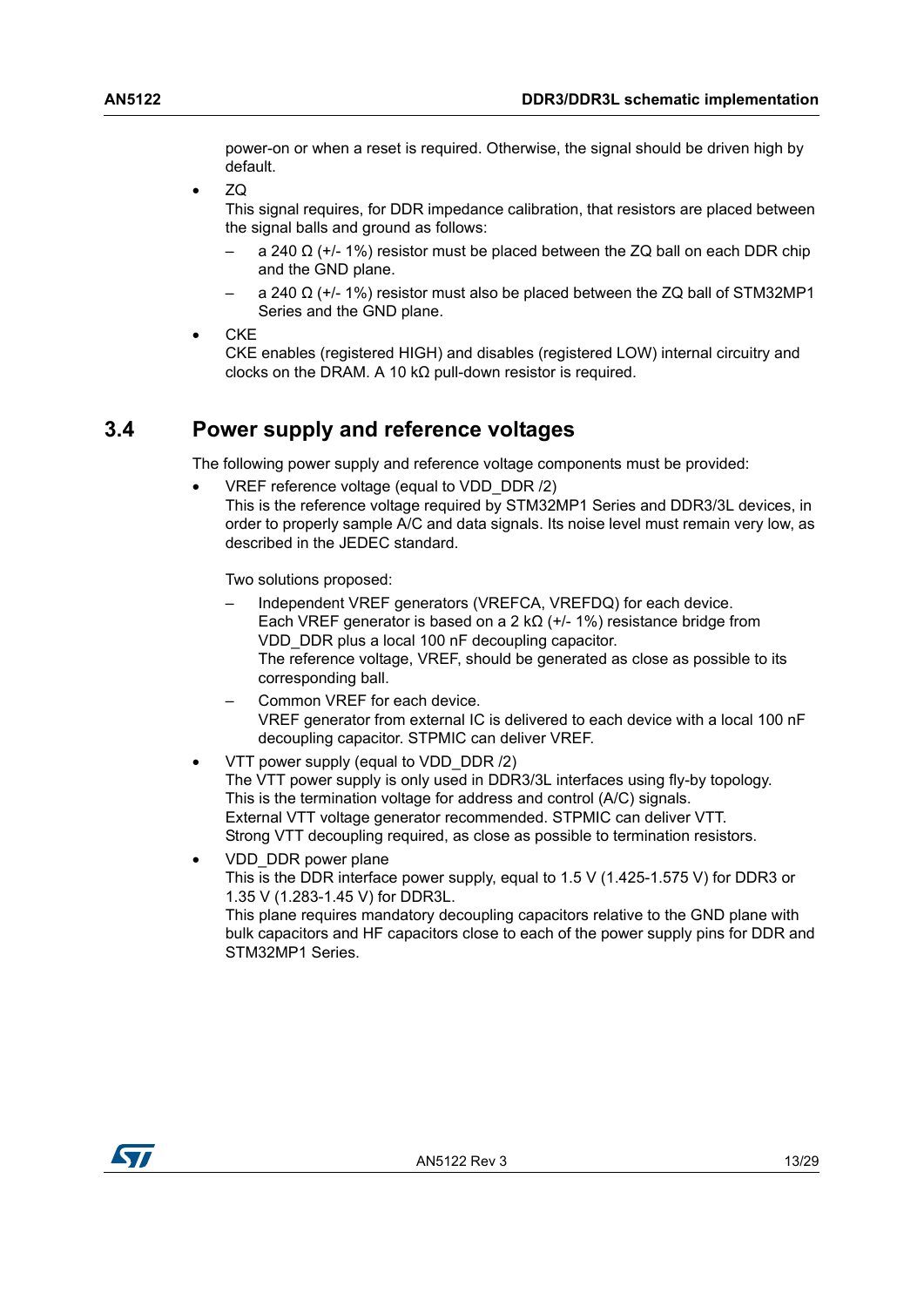power-on or when a reset is required. Otherwise, the signal should be driven high by default.

- ZQ
  This signal requires, for DDR impedance calibration, that resistors are placed between the signal balls and ground as follows:
  - a 240 Ω (+/- 1%) resistor must be placed between the ZQ ball on each DDR chip and the GND plane.
  - a 240 Ω (+/- 1%) resistor must also be placed between the ZQ ball of STM32MP1 Series and the GND plane.
- CKE
  CKE enables (registered HIGH) and disables (registered LOW) internal circuitry and clocks on the DRAM. A 10 kΩ pull-down resistor is required.

## 3.4 Power supply and reference voltages

The following power supply and reference voltage components must be provided:

- VREF reference voltage (equal to VDD_DDR /2)
  This is the reference voltage required by STM32MP1 Series and DDR3/3L devices, in order to properly sample A/C and data signals. Its noise level must remain very low, as described in the JEDEC standard.

  Two solutions proposed:
  - Independent VREF generators (VREFCA, VREFDQ) for each device.
    Each VREF generator is based on a 2 kΩ (+/- 1%) resistance bridge from VDD_DDR plus a local 100 nF decoupling capacitor.
    The reference voltage, VREF, should be generated as close as possible to its corresponding ball.
  - Common VREF for each device.
    VREF generator from external IC is delivered to each device with a local 100 nF decoupling capacitor. STPMIC can deliver VREF.
- VTT power supply (equal to VDD_DDR /2)
  The VTT power supply is only used in DDR3/3L interfaces using fly-by topology.
  This is the termination voltage for address and control (A/C) signals.
  External VTT voltage generator recommended. STPMIC can deliver VTT.
  Strong VTT decoupling required, as close as possible to termination resistors.
- VDD_DDR power plane
  This is the DDR interface power supply, equal to 1.5 V (1.425-1.575 V) for DDR3 or 1.35 V (1.283-1.45 V) for DDR3L.
  This plane requires mandatory decoupling capacitors relative to the GND plane with bulk capacitors and HF capacitors close to each of the power supply pins for DDR and STM32MP1 Series.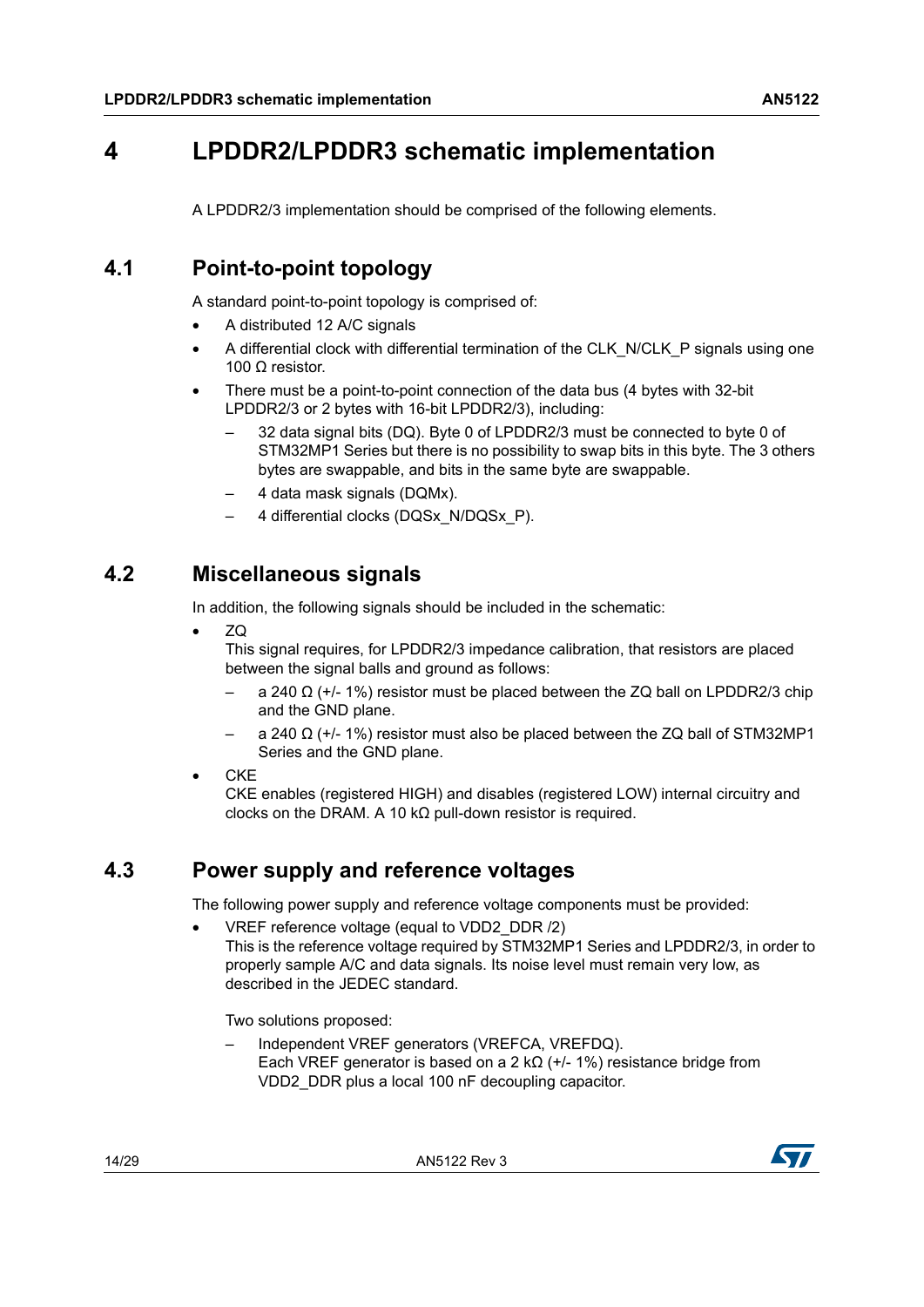# 4 LPDDR2/LPDDR3 schematic implementation

A LPDDR2/3 implementation should be comprised of the following elements.

## 4.1 Point-to-point topology

A standard point-to-point topology is comprised of:

- A distributed 12 A/C signals
- A differential clock with differential termination of the CLK_N/CLK_P signals using one 100 Ω resistor.
- There must be a point-to-point connection of the data bus (4 bytes with 32-bit LPDDR2/3 or 2 bytes with 16-bit LPDDR2/3), including:
  - 32 data signal bits (DQ). Byte 0 of LPDDR2/3 must be connected to byte 0 of STM32MP1 Series but there is no possibility to swap bits in this byte. The 3 others bytes are swappable, and bits in the same byte are swappable.
  - 4 data mask signals (DQMx).
  - 4 differential clocks (DQSx_N/DQSx_P).

## 4.2 Miscellaneous signals

In addition, the following signals should be included in the schematic:

- ZQ
  This signal requires, for LPDDR2/3 impedance calibration, that resistors are placed between the signal balls and ground as follows:
  - a 240 Ω (+/- 1%) resistor must be placed between the ZQ ball on LPDDR2/3 chip and the GND plane.
  - a 240 Ω (+/- 1%) resistor must also be placed between the ZQ ball of STM32MP1 Series and the GND plane.
- CKE
  CKE enables (registered HIGH) and disables (registered LOW) internal circuitry and clocks on the DRAM. A 10 kΩ pull-down resistor is required.

## 4.3 Power supply and reference voltages

The following power supply and reference voltage components must be provided:

- VREF reference voltage (equal to VDD2_DDR /2)
  This is the reference voltage required by STM32MP1 Series and LPDDR2/3, in order to properly sample A/C and data signals. Its noise level must remain very low, as described in the JEDEC standard.

  Two solutions proposed:
  - Independent VREF generators (VREFCA, VREFDQ).
    Each VREF generator is based on a 2 kΩ (+/- 1%) resistance bridge from VDD2_DDR plus a local 100 nF decoupling capacitor.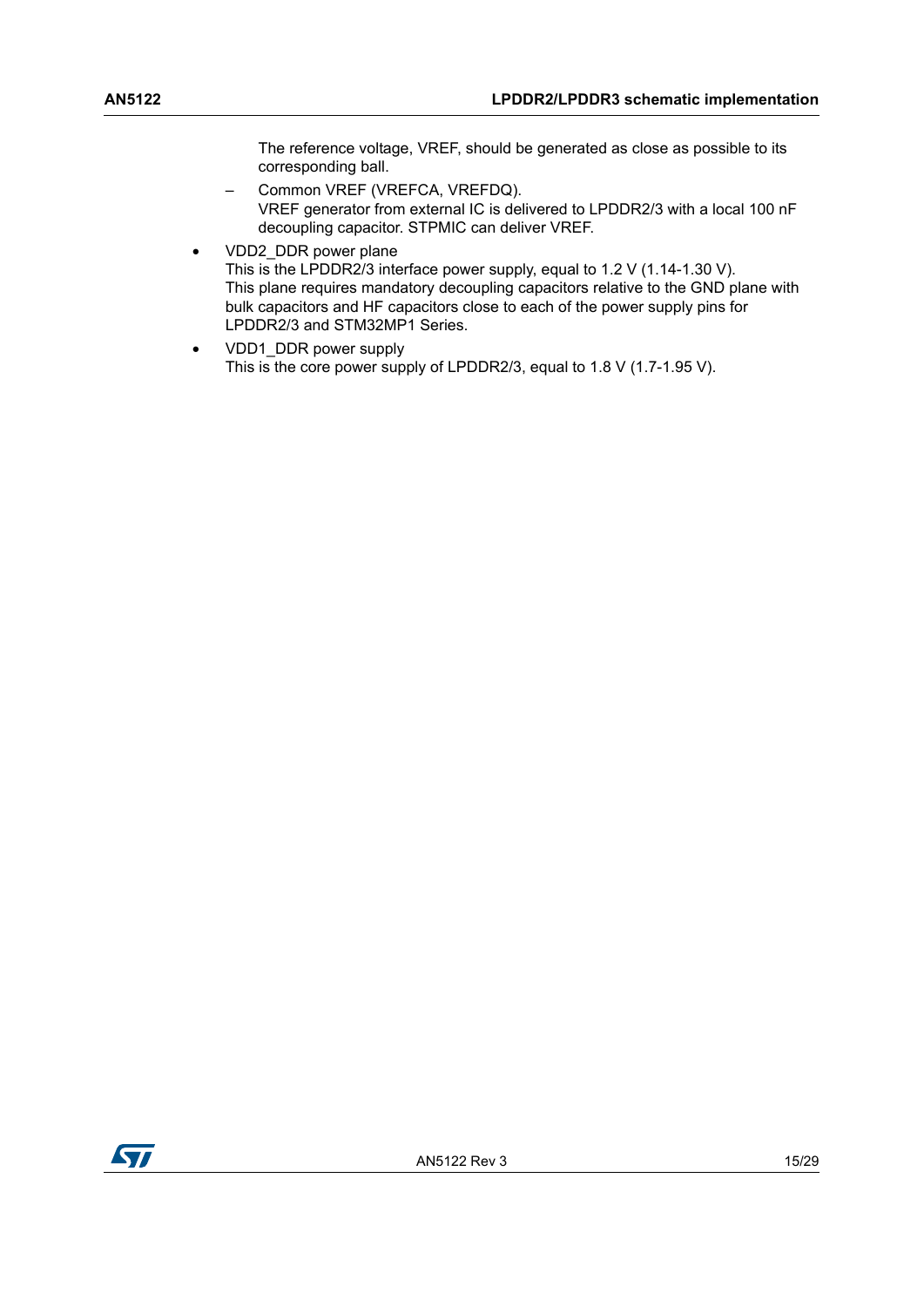The reference voltage, VREF, should be generated as close as possible to its corresponding ball.

  – Common VREF (VREFCA, VREFDQ).
    VREF generator from external IC is delivered to LPDDR2/3 with a local 100 nF decoupling capacitor. STPMIC can deliver VREF.

- VDD2_DDR power plane
  This is the LPDDR2/3 interface power supply, equal to 1.2 V (1.14-1.30 V).
  This plane requires mandatory decoupling capacitors relative to the GND plane with bulk capacitors and HF capacitors close to each of the power supply pins for LPDDR2/3 and STM32MP1 Series.
- VDD1_DDR power supply
  This is the core power supply of LPDDR2/3, equal to 1.8 V (1.7-1.95 V).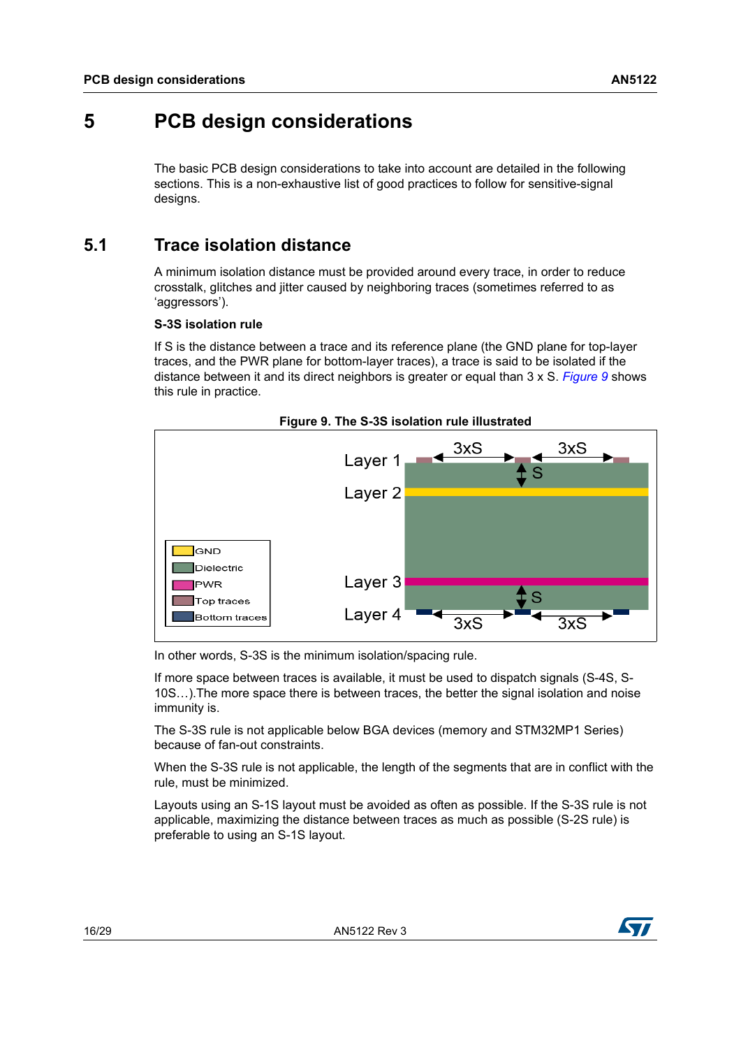# 5 PCB design considerations

The basic PCB design considerations to take into account are detailed in the following sections. This is a non-exhaustive list of good practices to follow for sensitive-signal designs.

## 5.1 Trace isolation distance

A minimum isolation distance must be provided around every trace, in order to reduce crosstalk, glitches and jitter caused by neighboring traces (sometimes referred to as 'aggressors').

**S-3S isolation rule**

If S is the distance between a trace and its reference plane (the GND plane for top-layer traces, and the PWR plane for bottom-layer traces), a trace is said to be isolated if the distance between it and its direct neighbors is greater or equal than 3 x S. *Figure 9* shows this rule in practice.

**Figure 9. The S-3S isolation rule illustrated**

In other words, S-3S is the minimum isolation/spacing rule.

If more space between traces is available, it must be used to dispatch signals (S-4S, S-10S…).The more space there is between traces, the better the signal isolation and noise immunity is.

The S-3S rule is not applicable below BGA devices (memory and STM32MP1 Series) because of fan-out constraints.

When the S-3S rule is not applicable, the length of the segments that are in conflict with the rule, must be minimized.

Layouts using an S-1S layout must be avoided as often as possible. If the S-3S rule is not applicable, maximizing the distance between traces as much as possible (S-2S rule) is preferable to using an S-1S layout.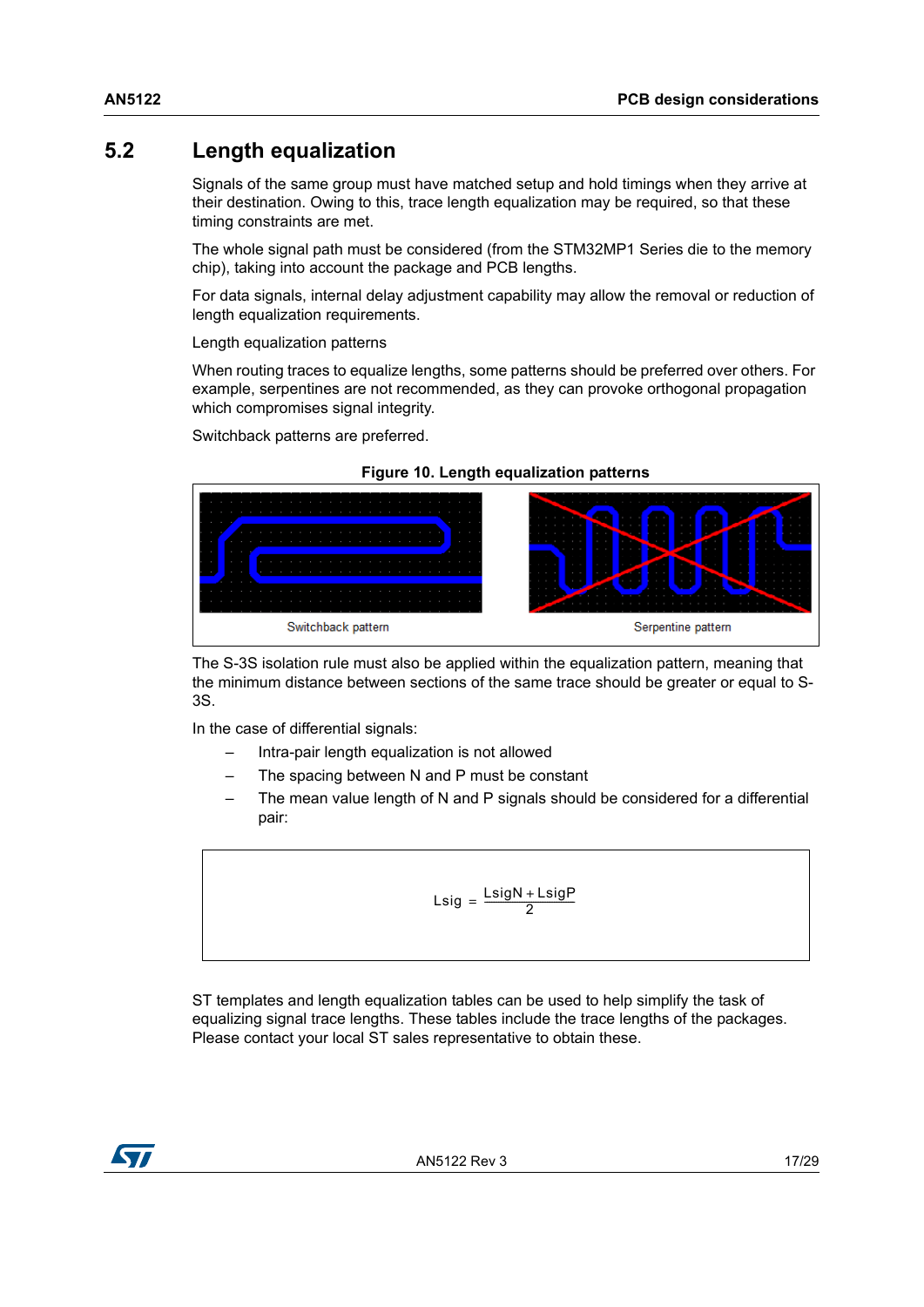## 5.2 Length equalization

Signals of the same group must have matched setup and hold timings when they arrive at their destination. Owing to this, trace length equalization may be required, so that these timing constraints are met.

The whole signal path must be considered (from the STM32MP1 Series die to the memory chip), taking into account the package and PCB lengths.

For data signals, internal delay adjustment capability may allow the removal or reduction of length equalization requirements.

Length equalization patterns

When routing traces to equalize lengths, some patterns should be preferred over others. For example, serpentines are not recommended, as they can provoke orthogonal propagation which compromises signal integrity.

Switchback patterns are preferred.

**Figure 10. Length equalization patterns**

Switchback pattern

Serpentine pattern

The S-3S isolation rule must also be applied within the equalization pattern, meaning that the minimum distance between sections of the same trace should be greater or equal to S-3S.

In the case of differential signals:

- Intra-pair length equalization is not allowed
- The spacing between N and P must be constant
- The mean value length of N and P signals should be considered for a differential pair:

$$Lsig = \frac{LsigN + LsigP}{2}$$

ST templates and length equalization tables can be used to help simplify the task of equalizing signal trace lengths. These tables include the trace lengths of the packages. Please contact your local ST sales representative to obtain these.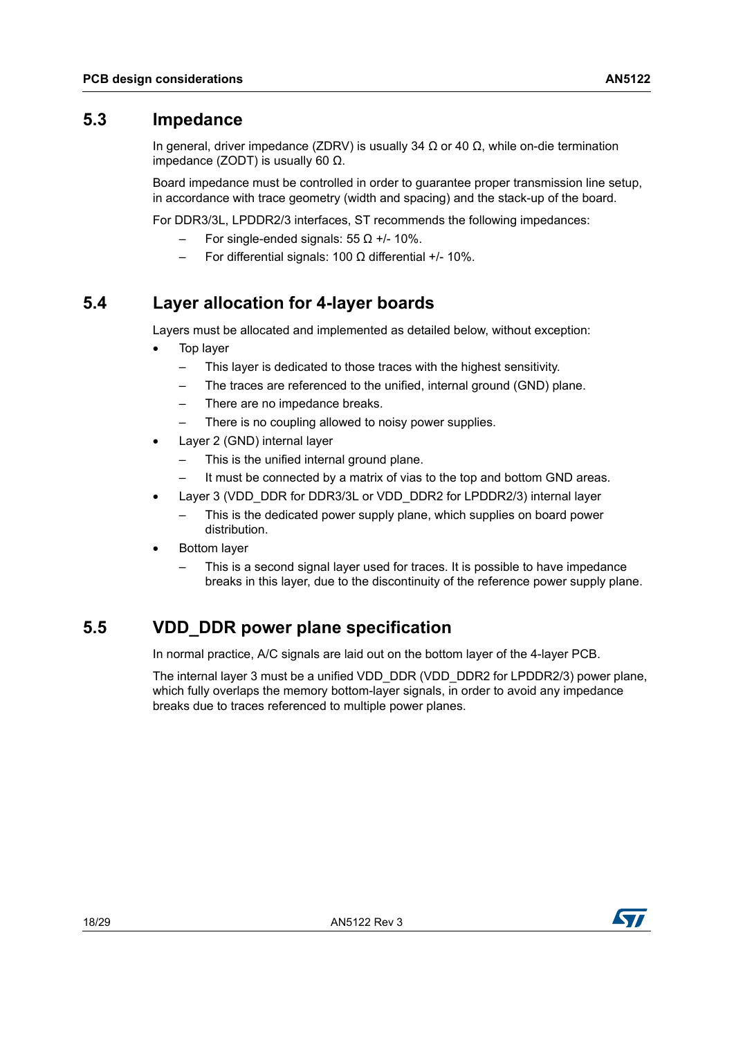## 5.3 Impedance

In general, driver impedance (ZDRV) is usually 34 Ω or 40 Ω, while on-die termination impedance (ZODT) is usually 60 Ω.

Board impedance must be controlled in order to guarantee proper transmission line setup, in accordance with trace geometry (width and spacing) and the stack-up of the board.

For DDR3/3L, LPDDR2/3 interfaces, ST recommends the following impedances:

- For single-ended signals: 55 Ω +/- 10%.
- For differential signals: 100 Ω differential +/- 10%.

## 5.4 Layer allocation for 4-layer boards

Layers must be allocated and implemented as detailed below, without exception:

- Top layer
  - This layer is dedicated to those traces with the highest sensitivity.
  - The traces are referenced to the unified, internal ground (GND) plane.
  - There are no impedance breaks.
  - There is no coupling allowed to noisy power supplies.
- Layer 2 (GND) internal layer
  - This is the unified internal ground plane.
  - It must be connected by a matrix of vias to the top and bottom GND areas.
- Layer 3 (VDD_DDR for DDR3/3L or VDD_DDR2 for LPDDR2/3) internal layer
  - This is the dedicated power supply plane, which supplies on board power distribution.
- Bottom layer
  - This is a second signal layer used for traces. It is possible to have impedance breaks in this layer, due to the discontinuity of the reference power supply plane.

## 5.5 VDD_DDR power plane specification

In normal practice, A/C signals are laid out on the bottom layer of the 4-layer PCB.

The internal layer 3 must be a unified VDD_DDR (VDD_DDR2 for LPDDR2/3) power plane, which fully overlaps the memory bottom-layer signals, in order to avoid any impedance breaks due to traces referenced to multiple power planes.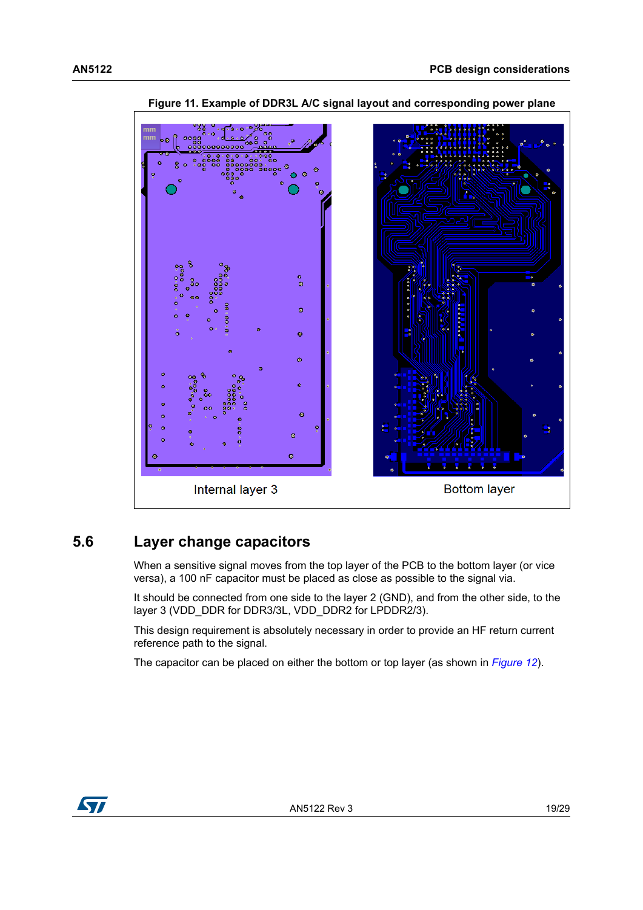**Figure 11. Example of DDR3L A/C signal layout and corresponding power plane**

Internal layer 3

Bottom layer

## 5.6 Layer change capacitors

When a sensitive signal moves from the top layer of the PCB to the bottom layer (or vice versa), a 100 nF capacitor must be placed as close as possible to the signal via.

It should be connected from one side to the layer 2 (GND), and from the other side, to the layer 3 (VDD_DDR for DDR3/3L, VDD_DDR2 for LPDDR2/3).

This design requirement is absolutely necessary in order to provide an HF return current reference path to the signal.

The capacitor can be placed on either the bottom or top layer (as shown in *Figure 12*).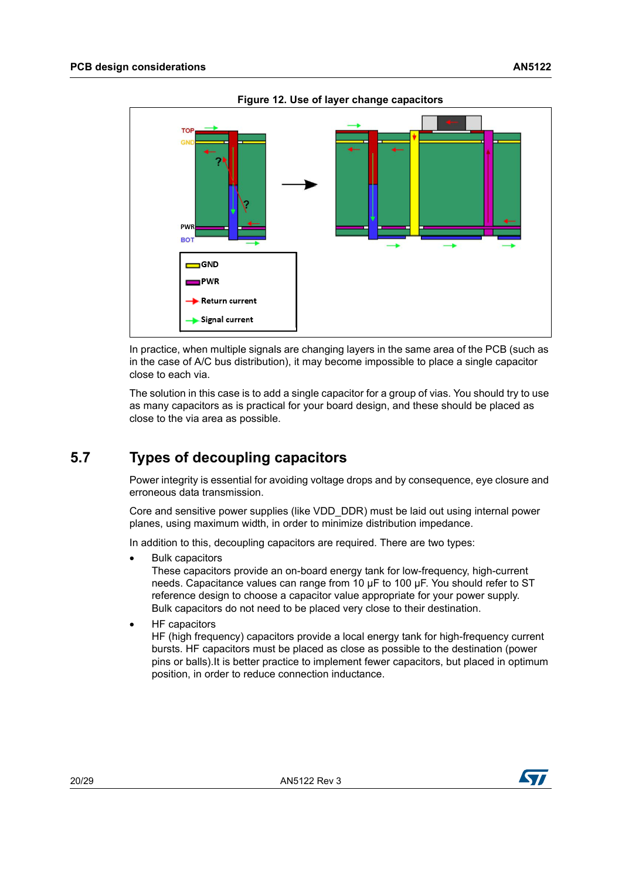**Figure 12. Use of layer change capacitors**

In practice, when multiple signals are changing layers in the same area of the PCB (such as in the case of A/C bus distribution), it may become impossible to place a single capacitor close to each via.

The solution in this case is to add a single capacitor for a group of vias. You should try to use as many capacitors as is practical for your board design, and these should be placed as close to the via area as possible.

## 5.7 Types of decoupling capacitors

Power integrity is essential for avoiding voltage drops and by consequence, eye closure and erroneous data transmission.

Core and sensitive power supplies (like VDD_DDR) must be laid out using internal power planes, using maximum width, in order to minimize distribution impedance.

In addition to this, decoupling capacitors are required. There are two types:

- Bulk capacitors
  These capacitors provide an on-board energy tank for low-frequency, high-current needs. Capacitance values can range from 10 µF to 100 µF. You should refer to ST reference design to choose a capacitor value appropriate for your power supply. Bulk capacitors do not need to be placed very close to their destination.
- HF capacitors
  HF (high frequency) capacitors provide a local energy tank for high-frequency current bursts. HF capacitors must be placed as close as possible to the destination (power pins or balls).It is better practice to implement fewer capacitors, but placed in optimum position, in order to reduce connection inductance.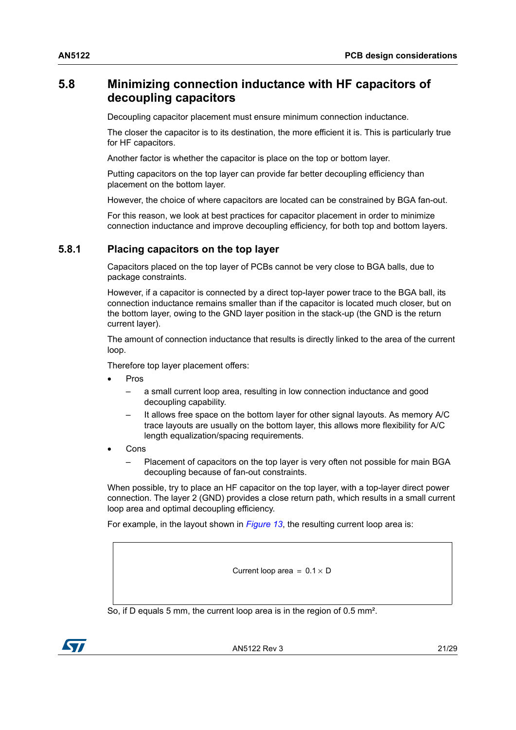## 5.8 Minimizing connection inductance with HF capacitors of decoupling capacitors

Decoupling capacitor placement must ensure minimum connection inductance.

The closer the capacitor is to its destination, the more efficient it is. This is particularly true for HF capacitors.

Another factor is whether the capacitor is place on the top or bottom layer.

Putting capacitors on the top layer can provide far better decoupling efficiency than placement on the bottom layer.

However, the choice of where capacitors are located can be constrained by BGA fan-out.

For this reason, we look at best practices for capacitor placement in order to minimize connection inductance and improve decoupling efficiency, for both top and bottom layers.

### 5.8.1 Placing capacitors on the top layer

Capacitors placed on the top layer of PCBs cannot be very close to BGA balls, due to package constraints.

However, if a capacitor is connected by a direct top-layer power trace to the BGA ball, its connection inductance remains smaller than if the capacitor is located much closer, but on the bottom layer, owing to the GND layer position in the stack-up (the GND is the return current layer).

The amount of connection inductance that results is directly linked to the area of the current loop.

Therefore top layer placement offers:

- Pros
  - a small current loop area, resulting in low connection inductance and good decoupling capability.
  - It allows free space on the bottom layer for other signal layouts. As memory A/C trace layouts are usually on the bottom layer, this allows more flexibility for A/C length equalization/spacing requirements.
- Cons
  - Placement of capacitors on the top layer is very often not possible for main BGA decoupling because of fan-out constraints.

When possible, try to place an HF capacitor on the top layer, with a top-layer direct power connection. The layer 2 (GND) provides a close return path, which results in a small current loop area and optimal decoupling efficiency.

For example, in the layout shown in *Figure 13*, the resulting current loop area is:

$$\text{Current loop area} = 0.1 \times D$$

So, if D equals 5 mm, the current loop area is in the region of 0.5 mm².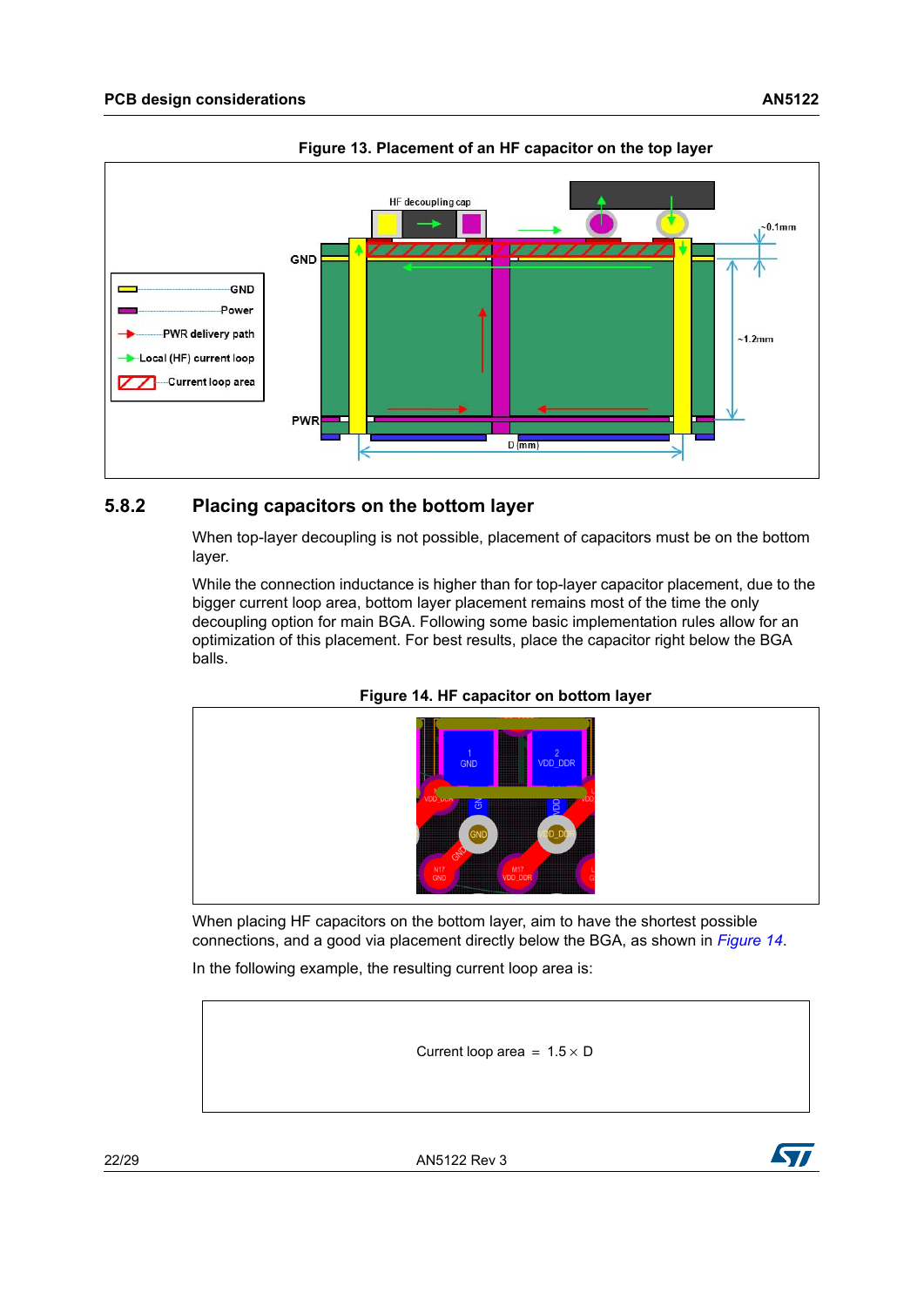Figure 13. Placement of an HF capacitor on the top layer

### 5.8.2 Placing capacitors on the bottom layer

When top-layer decoupling is not possible, placement of capacitors must be on the bottom layer.

While the connection inductance is higher than for top-layer capacitor placement, due to the bigger current loop area, bottom layer placement remains most of the time the only decoupling option for main BGA. Following some basic implementation rules allow for an optimization of this placement. For best results, place the capacitor right below the BGA balls.

Figure 14. HF capacitor on bottom layer

When placing HF capacitors on the bottom layer, aim to have the shortest possible connections, and a good via placement directly below the BGA, as shown in *Figure 14*.

In the following example, the resulting current loop area is:

$$\text{Current loop area} = 1.5 \times D$$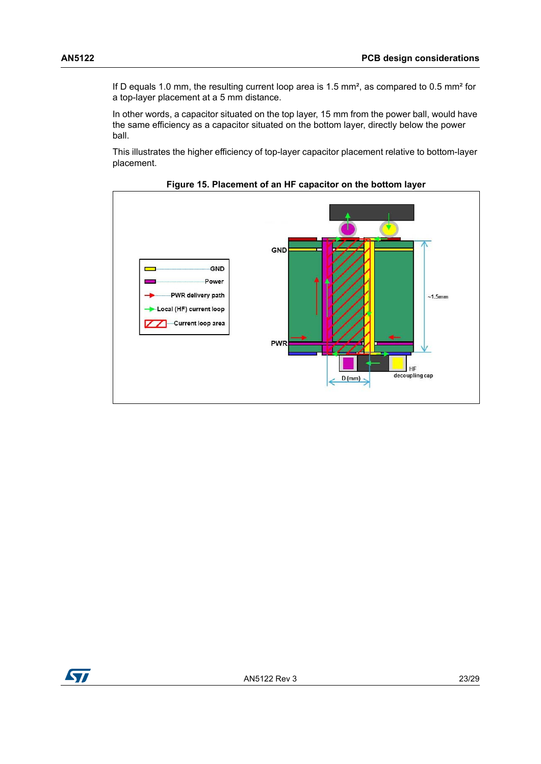If D equals 1.0 mm, the resulting current loop area is 1.5 mm², as compared to 0.5 mm² for a top-layer placement at a 5 mm distance.

In other words, a capacitor situated on the top layer, 15 mm from the power ball, would have the same efficiency as a capacitor situated on the bottom layer, directly below the power ball.

This illustrates the higher efficiency of top-layer capacitor placement relative to bottom-layer placement.

**Figure 15. Placement of an HF capacitor on the bottom layer**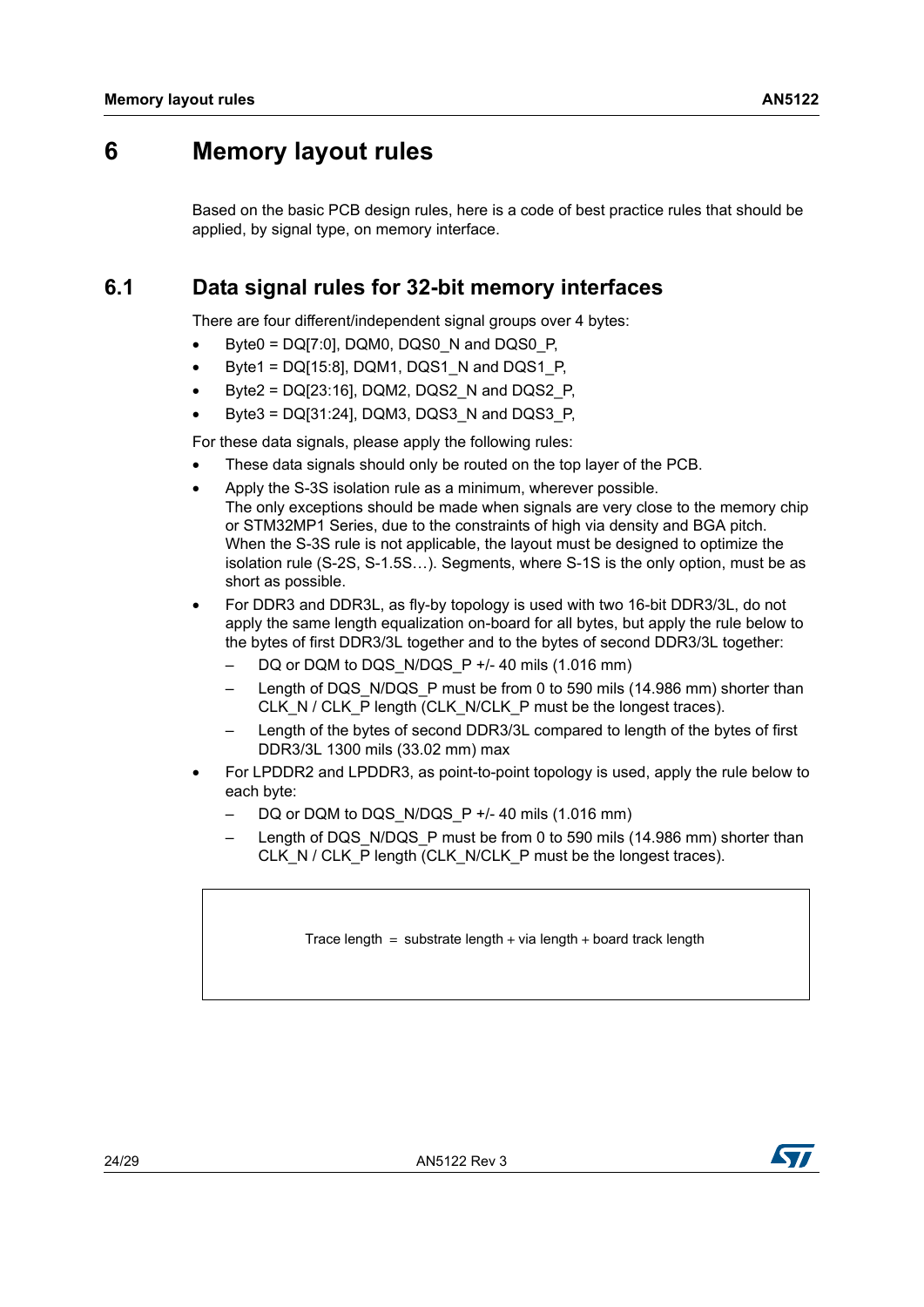# 6 Memory layout rules

Based on the basic PCB design rules, here is a code of best practice rules that should be applied, by signal type, on memory interface.

## 6.1 Data signal rules for 32-bit memory interfaces

There are four different/independent signal groups over 4 bytes:

- Byte0 = DQ[7:0], DQM0, DQS0_N and DQS0_P,
- Byte1 = DQ[15:8], DQM1, DQS1_N and DQS1_P,
- Byte2 = DQ[23:16], DQM2, DQS2_N and DQS2_P,
- Byte3 = DQ[31:24], DQM3, DQS3_N and DQS3_P,

For these data signals, please apply the following rules:

- These data signals should only be routed on the top layer of the PCB.
- Apply the S-3S isolation rule as a minimum, wherever possible.
  The only exceptions should be made when signals are very close to the memory chip or STM32MP1 Series, due to the constraints of high via density and BGA pitch. When the S-3S rule is not applicable, the layout must be designed to optimize the isolation rule (S-2S, S-1.5S…). Segments, where S-1S is the only option, must be as short as possible.
- For DDR3 and DDR3L, as fly-by topology is used with two 16-bit DDR3/3L, do not apply the same length equalization on-board for all bytes, but apply the rule below to the bytes of first DDR3/3L together and to the bytes of second DDR3/3L together:
  - DQ or DQM to DQS_N/DQS_P +/- 40 mils (1.016 mm)
  - Length of DQS_N/DQS_P must be from 0 to 590 mils (14.986 mm) shorter than CLK_N / CLK_P length (CLK_N/CLK_P must be the longest traces).
  - Length of the bytes of second DDR3/3L compared to length of the bytes of first DDR3/3L 1300 mils (33.02 mm) max
- For LPDDR2 and LPDDR3, as point-to-point topology is used, apply the rule below to each byte:
  - DQ or DQM to DQS_N/DQS_P +/- 40 mils (1.016 mm)
  - Length of DQS_N/DQS_P must be from 0 to 590 mils (14.986 mm) shorter than CLK_N / CLK_P length (CLK_N/CLK_P must be the longest traces).

$$\text{Trace length} = \text{substrate length} + \text{via length} + \text{board track length}$$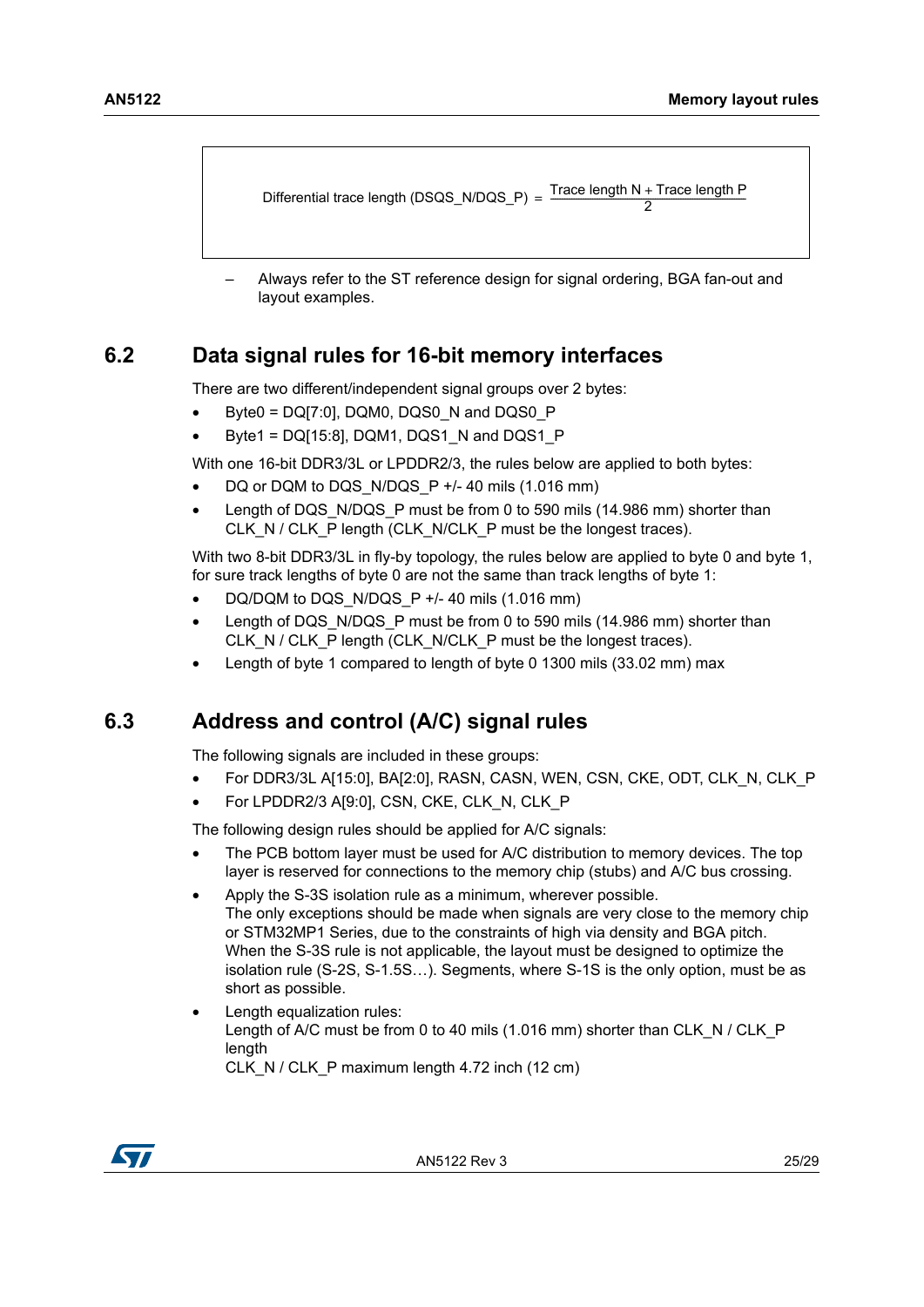$$\text{Differential trace length (DSQS\_N/DQS\_P)} = \frac{\text{Trace length N} + \text{Trace length P}}{2}$$

– Always refer to the ST reference design for signal ordering, BGA fan-out and layout examples.

## 6.2 Data signal rules for 16-bit memory interfaces

There are two different/independent signal groups over 2 bytes:

- Byte0 = DQ[7:0], DQM0, DQS0_N and DQS0_P
- Byte1 = DQ[15:8], DQM1, DQS1_N and DQS1_P

With one 16-bit DDR3/3L or LPDDR2/3, the rules below are applied to both bytes:

- DQ or DQM to DQS_N/DQS_P +/- 40 mils (1.016 mm)
- Length of DQS_N/DQS_P must be from 0 to 590 mils (14.986 mm) shorter than CLK_N / CLK_P length (CLK_N/CLK_P must be the longest traces).

With two 8-bit DDR3/3L in fly-by topology, the rules below are applied to byte 0 and byte 1, for sure track lengths of byte 0 are not the same than track lengths of byte 1:

- DQ/DQM to DQS_N/DQS_P +/- 40 mils (1.016 mm)
- Length of DQS_N/DQS_P must be from 0 to 590 mils (14.986 mm) shorter than CLK_N / CLK_P length (CLK_N/CLK_P must be the longest traces).
- Length of byte 1 compared to length of byte 0 1300 mils (33.02 mm) max

## 6.3 Address and control (A/C) signal rules

The following signals are included in these groups:

- For DDR3/3L A[15:0], BA[2:0], RASN, CASN, WEN, CSN, CKE, ODT, CLK_N, CLK_P
- For LPDDR2/3 A[9:0], CSN, CKE, CLK_N, CLK_P

The following design rules should be applied for A/C signals:

- The PCB bottom layer must be used for A/C distribution to memory devices. The top layer is reserved for connections to the memory chip (stubs) and A/C bus crossing.
- Apply the S-3S isolation rule as a minimum, wherever possible.
  The only exceptions should be made when signals are very close to the memory chip or STM32MP1 Series, due to the constraints of high via density and BGA pitch.
  When the S-3S rule is not applicable, the layout must be designed to optimize the isolation rule (S-2S, S-1.5S…). Segments, where S-1S is the only option, must be as short as possible.
- Length equalization rules:
  Length of A/C must be from 0 to 40 mils (1.016 mm) shorter than CLK_N / CLK_P length
  CLK_N / CLK_P maximum length 4.72 inch (12 cm)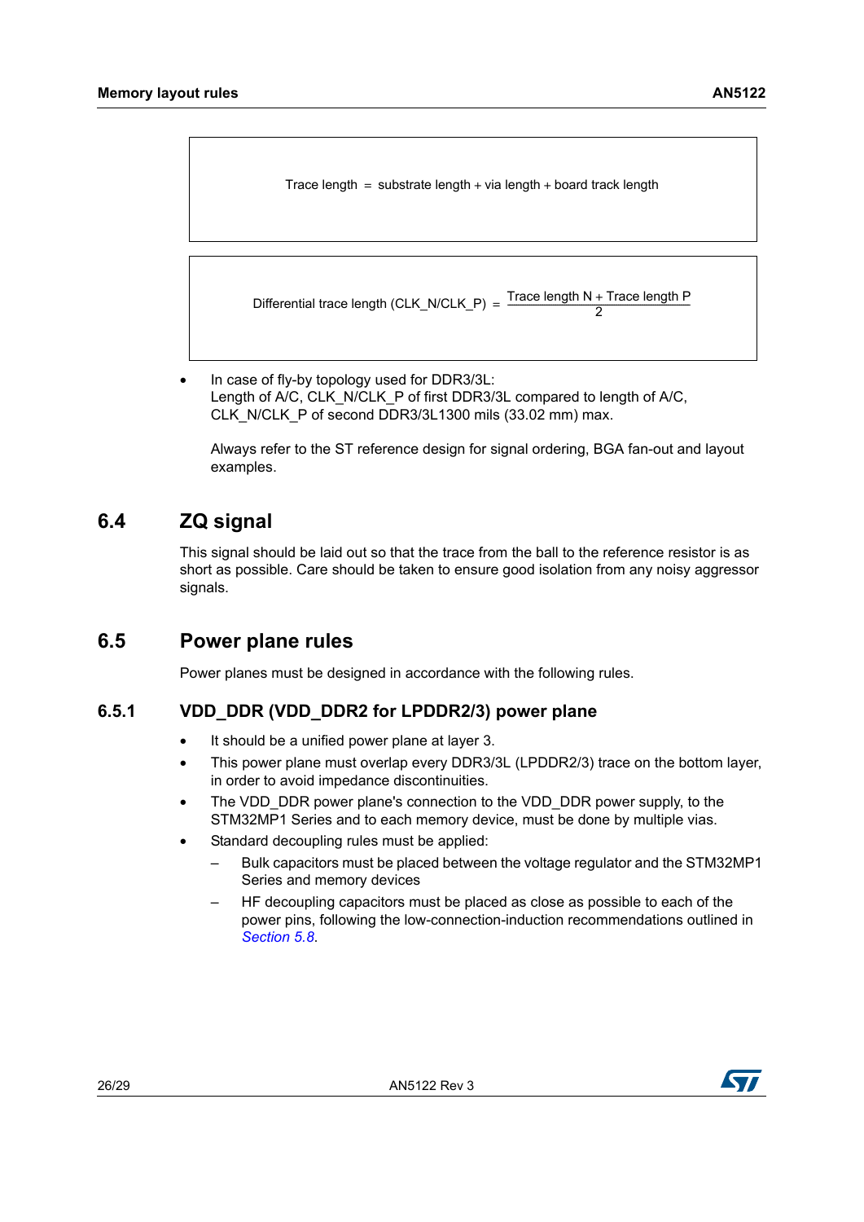$$\text{Trace length} = \text{substrate length} + \text{via length} + \text{board track length}$$

$$\text{Differential trace length (CLK\_N/CLK\_P)} = \frac{\text{Trace length N} + \text{Trace length P}}{2}$$

- In case of fly-by topology used for DDR3/3L:
  Length of A/C, CLK_N/CLK_P of first DDR3/3L compared to length of A/C, CLK_N/CLK_P of second DDR3/3L1300 mils (33.02 mm) max.

  Always refer to the ST reference design for signal ordering, BGA fan-out and layout examples.

## 6.4 ZQ signal

This signal should be laid out so that the trace from the ball to the reference resistor is as short as possible. Care should be taken to ensure good isolation from any noisy aggressor signals.

## 6.5 Power plane rules

Power planes must be designed in accordance with the following rules.

### 6.5.1 VDD_DDR (VDD_DDR2 for LPDDR2/3) power plane

- It should be a unified power plane at layer 3.
- This power plane must overlap every DDR3/3L (LPDDR2/3) trace on the bottom layer, in order to avoid impedance discontinuities.
- The VDD_DDR power plane's connection to the VDD_DDR power supply, to the STM32MP1 Series and to each memory device, must be done by multiple vias.
- Standard decoupling rules must be applied:
  - Bulk capacitors must be placed between the voltage regulator and the STM32MP1 Series and memory devices
  - HF decoupling capacitors must be placed as close as possible to each of the power pins, following the low-connection-induction recommendations outlined in *Section 5.8*.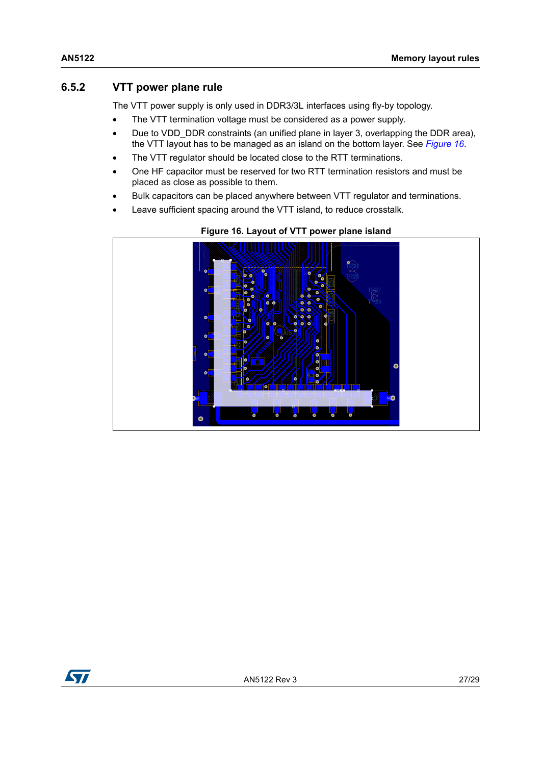### 6.5.2 VTT power plane rule

The VTT power supply is only used in DDR3/3L interfaces using fly-by topology.

- The VTT termination voltage must be considered as a power supply.
- Due to VDD_DDR constraints (an unified plane in layer 3, overlapping the DDR area), the VTT layout has to be managed as an island on the bottom layer. See *Figure 16*.
- The VTT regulator should be located close to the RTT terminations.
- One HF capacitor must be reserved for two RTT termination resistors and must be placed as close as possible to them.
- Bulk capacitors can be placed anywhere between VTT regulator and terminations.
- Leave sufficient spacing around the VTT island, to reduce crosstalk.

**Figure 16. Layout of VTT power plane island**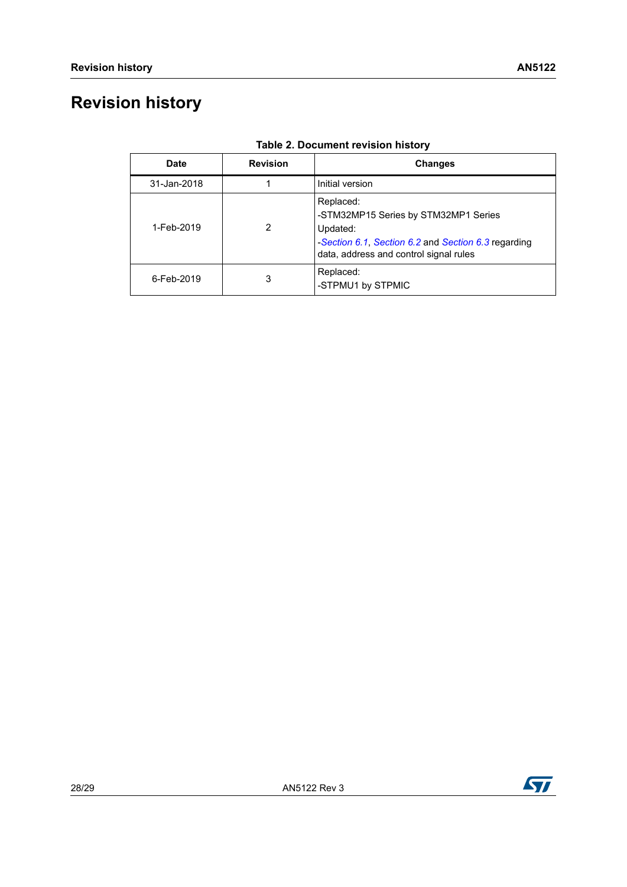# Revision history

**Table 2. Document revision history**

| Date | Revision | Changes |
|---|---|---|
| 31-Jan-2018 | 1 | Initial version |
| 1-Feb-2019 | 2 | Replaced:<br>-STM32MP15 Series by STM32MP1 Series<br>Updated:<br>-*Section 6.1*, *Section 6.2* and *Section 6.3* regarding data, address and control signal rules |
| 6-Feb-2019 | 3 | Replaced:<br>-STPMU1 by STPMIC |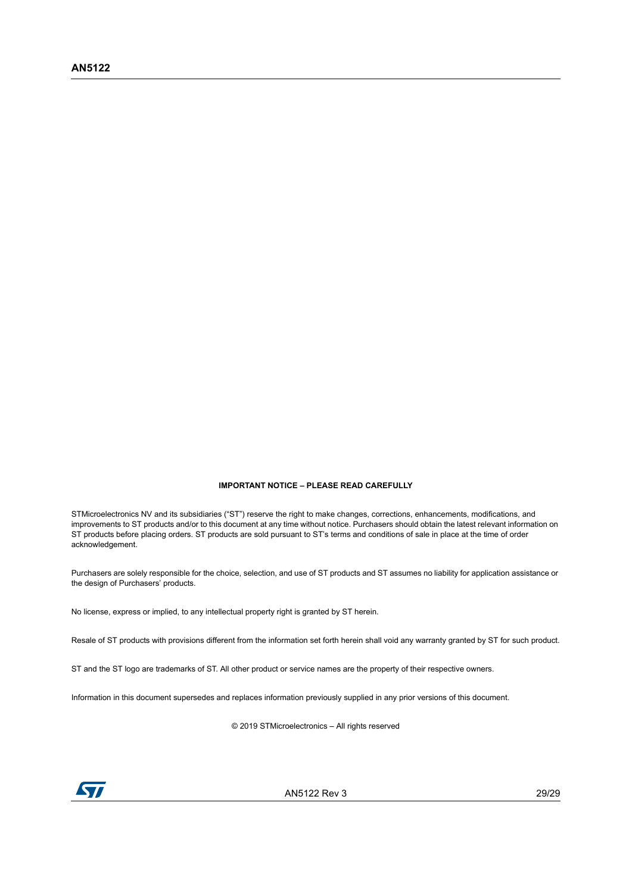**IMPORTANT NOTICE – PLEASE READ CAREFULLY**

STMicroelectronics NV and its subsidiaries (“ST”) reserve the right to make changes, corrections, enhancements, modifications, and improvements to ST products and/or to this document at any time without notice. Purchasers should obtain the latest relevant information on ST products before placing orders. ST products are sold pursuant to ST’s terms and conditions of sale in place at the time of order acknowledgement.

Purchasers are solely responsible for the choice, selection, and use of ST products and ST assumes no liability for application assistance or the design of Purchasers’ products.

No license, express or implied, to any intellectual property right is granted by ST herein.

Resale of ST products with provisions different from the information set forth herein shall void any warranty granted by ST for such product.

ST and the ST logo are trademarks of ST. All other product or service names are the property of their respective owners.

Information in this document supersedes and replaces information previously supplied in any prior versions of this document.

© 2019 STMicroelectronics – All rights reserved